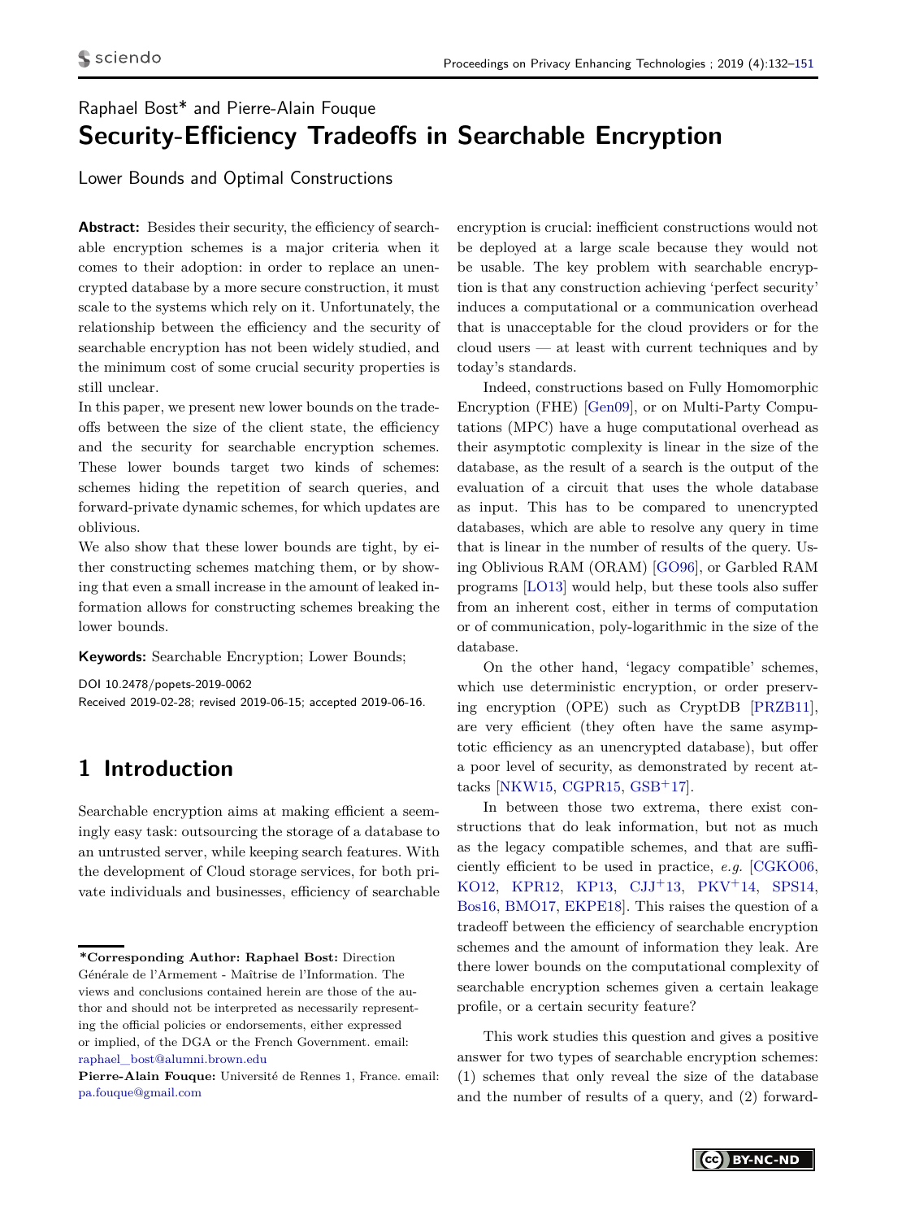Raphael Bost* and Pierre-Alain Fouque

# Security-Efficiency Tradeoffs in Searchable Encryption

Lower Bounds and Optimal Constructions

**Abstract:** Besides their security, the efficiency of searchable encryption schemes is a major criteria when it comes to their adoption: in order to replace an unencrypted database by a more secure construction, it must scale to the systems which rely on it. Unfortunately, the relationship between the efficiency and the security of searchable encryption has not been widely studied, and the minimum cost of some crucial security properties is still unclear.

In this paper, we present new lower bounds on the tradeoffs between the size of the client state, the efficiency and the security for searchable encryption schemes. These lower bounds target two kinds of schemes: schemes hiding the repetition of search queries, and forward-private dynamic schemes, for which updates are oblivious.

We also show that these lower bounds are tight, by either constructing schemes matching them, or by showing that even a small increase in the amount of leaked information allows for constructing schemes breaking the lower bounds.

**Keywords:** Searchable Encryption; Lower Bounds;

DOI 10.2478/popets-2019-0062
Received 2019-02-28; revised 2019-06-15; accepted 2019-06-16.

## 1 Introduction

Searchable encryption aims at making efficient a seemingly easy task: outsourcing the storage of a database to an untrusted server, while keeping search features. With the development of Cloud storage services, for both private individuals and businesses, efficiency of searchable encryption is crucial: inefficient constructions would not be deployed at a large scale because they would not be usable. The key problem with searchable encryption is that any construction achieving 'perfect security' induces a computational or a communication overhead that is unacceptable for the cloud providers or for the cloud users — at least with current techniques and by today's standards.

Indeed, constructions based on Fully Homomorphic Encryption (FHE) [Gen09], or on Multi-Party Computations (MPC) have a huge computational overhead as their asymptotic complexity is linear in the size of the database, as the result of a search is the output of the evaluation of a circuit that uses the whole database as input. This has to be compared to unencrypted databases, which are able to resolve any query in time that is linear in the number of results of the query. Using Oblivious RAM (ORAM) [GO96], or Garbled RAM programs [LO13] would help, but these tools also suffer from an inherent cost, either in terms of computation or of communication, poly-logarithmic in the size of the database.

On the other hand, 'legacy compatible' schemes, which use deterministic encryption, or order preserving encryption (OPE) such as CryptDB [PRZB11], are very efficient (they often have the same asymptotic efficiency as an unencrypted database), but offer a poor level of security, as demonstrated by recent attacks [NKW15, CGPR15, GSB+17].

In between those two extrema, there exist constructions that do leak information, but not as much as the legacy compatible schemes, and that are sufficiently efficient to be used in practice, *e.g.* [CGKO06, KO12, KPR12, KP13, CJJ+13, PKV+14, SPS14, Bos16, BMO17, EKPE18]. This raises the question of a tradeoff between the efficiency of searchable encryption schemes and the amount of information they leak. Are there lower bounds on the computational complexity of searchable encryption schemes given a certain leakage profile, or a certain security feature?

This work studies this question and gives a positive answer for two types of searchable encryption schemes: (1) schemes that only reveal the size of the database and the number of results of a query, and (2) forward-

---

**\*Corresponding Author: Raphael Bost:** Direction Générale de l'Armement - Maîtrise de l'Information. The views and conclusions contained herein are those of the author and should not be interpreted as necessarily representing the official policies or endorsements, either expressed or implied, of the DGA or the French Government. email: raphael_bost@alumni.brown.edu

**Pierre-Alain Fouque:** Université de Rennes 1, France. email: pa.fouque@gmail.com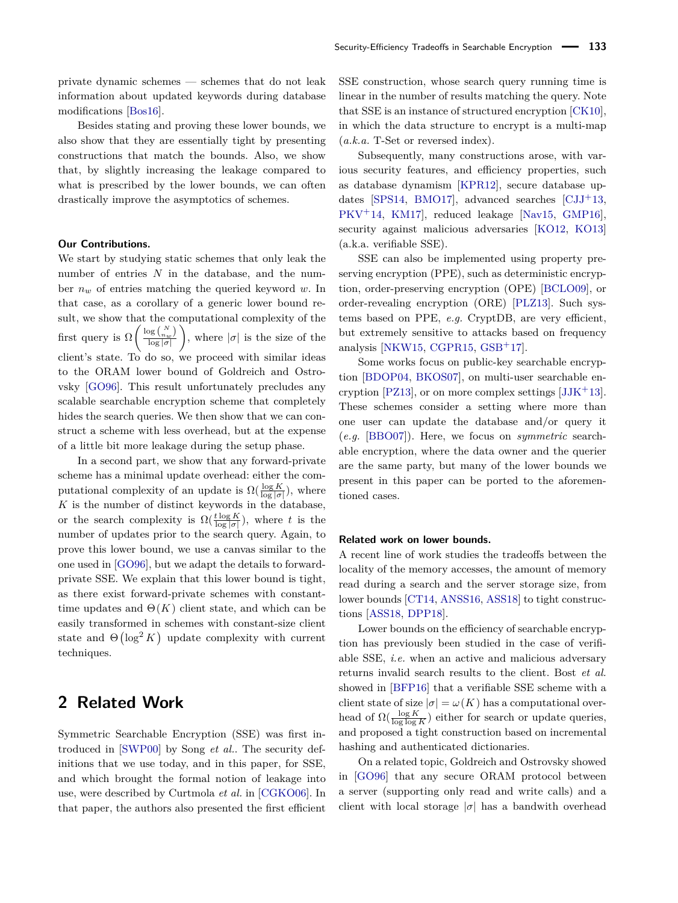private dynamic schemes — schemes that do not leak information about updated keywords during database modifications [Bos16].

Besides stating and proving these lower bounds, we also show that they are essentially tight by presenting constructions that match the bounds. Also, we show that, by slightly increasing the leakage compared to what is prescribed by the lower bounds, we can often drastically improve the asymptotics of schemes.

**Our Contributions.**

We start by studying static schemes that only leak the number of entries $N$ in the database, and the number $n_w$ of entries matching the queried keyword $w$. In that case, as a corollary of a generic lower bound result, we show that the computational complexity of the first query is $\Omega\left(\frac{\log\binom{N}{n_w}}{\log|\sigma|}\right)$, where $|\sigma|$ is the size of the client's state. To do so, we proceed with similar ideas to the ORAM lower bound of Goldreich and Ostrovsky [GO96]. This result unfortunately precludes any scalable searchable encryption scheme that completely hides the search queries. We then show that we can construct a scheme with less overhead, but at the expense of a little bit more leakage during the setup phase.

In a second part, we show that any forward-private scheme has a minimal update overhead: either the computational complexity of an update is $\Omega(\frac{\log K}{\log|\sigma|})$, where $K$ is the number of distinct keywords in the database, or the search complexity is $\Omega(\frac{t\log K}{\log|\sigma|})$, where $t$ is the number of updates prior to the search query. Again, to prove this lower bound, we use a canvas similar to the one used in [GO96], but we adapt the details to forward-private SSE. We explain that this lower bound is tight, as there exist forward-private schemes with constant-time updates and $\Theta(K)$ client state, and which can be easily transformed in schemes with constant-size client state and $\Theta\left(\log^2 K\right)$ update complexity with current techniques.

## 2 Related Work

Symmetric Searchable Encryption (SSE) was first introduced in [SWP00] by Song *et al.*. The security definitions that we use today, and in this paper, for SSE, and which brought the formal notion of leakage into use, were described by Curtmola *et al.* in [CGKO06]. In that paper, the authors also presented the first efficient SSE construction, whose search query running time is linear in the number of results matching the query. Note that SSE is an instance of structured encryption [CK10], in which the data structure to encrypt is a multi-map (*a.k.a.* T-Set or reversed index).

Subsequently, many constructions arose, with various security features, and efficiency properties, such as database dynamism [KPR12], secure database updates [SPS14, BMO17], advanced searches [CJJ+13, PKV+14, KM17], reduced leakage [Nav15, GMP16], security against malicious adversaries [KO12, KO13] (a.k.a. verifiable SSE).

SSE can also be implemented using property preserving encryption (PPE), such as deterministic encryption, order-preserving encryption (OPE) [BCLO09], or order-revealing encryption (ORE) [PLZ13]. Such systems based on PPE, *e.g.* CryptDB, are very efficient, but extremely sensitive to attacks based on frequency analysis [NKW15, CGPR15, GSB+17].

Some works focus on public-key searchable encryption [BDOP04, BKOS07], on multi-user searchable encryption [PZ13], or on more complex settings [JJK+13]. These schemes consider a setting where more than one user can update the database and/or query it (*e.g.* [BBO07]). Here, we focus on *symmetric* searchable encryption, where the data owner and the querier are the same party, but many of the lower bounds we present in this paper can be ported to the aforementioned cases.

**Related work on lower bounds.**

A recent line of work studies the tradeoffs between the locality of the memory accesses, the amount of memory read during a search and the server storage size, from lower bounds [CT14, ANSS16, ASS18] to tight constructions [ASS18, DPP18].

Lower bounds on the efficiency of searchable encryption has previously been studied in the case of verifiable SSE, *i.e.* when an active and malicious adversary returns invalid search results to the client. Bost *et al.* showed in [BFP16] that a verifiable SSE scheme with a client state of size $|\sigma| = \omega(K)$ has a computational overhead of $\Omega(\frac{\log K}{\log\log K})$ either for search or update queries, and proposed a tight construction based on incremental hashing and authenticated dictionaries.

On a related topic, Goldreich and Ostrovsky showed in [GO96] that any secure ORAM protocol between a server (supporting only read and write calls) and a client with local storage $|\sigma|$ has a bandwith overhead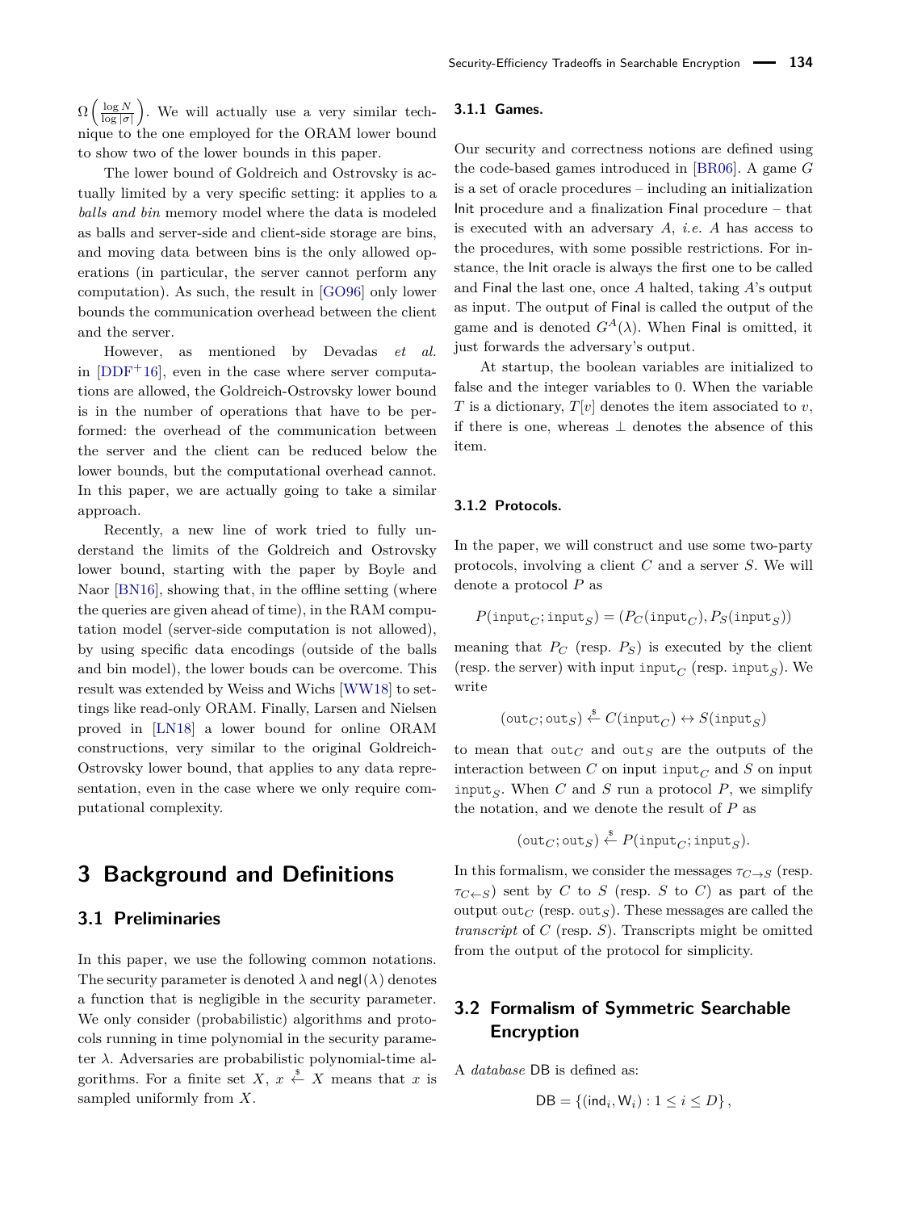$\Omega\left(\frac{\log N}{\log |\sigma|}\right)$. We will actually use a very similar technique to the one employed for the ORAM lower bound to show two of the lower bounds in this paper.

The lower bound of Goldreich and Ostrovsky is actually limited by a very specific setting: it applies to a *balls and bin* memory model where the data is modeled as balls and server-side and client-side storage are bins, and moving data between bins is the only allowed operations (in particular, the server cannot perform any computation). As such, the result in [GO96] only lower bounds the communication overhead between the client and the server.

However, as mentioned by Devadas *et al.* in [DDF+16], even in the case where server computations are allowed, the Goldreich-Ostrovsky lower bound is in the number of operations that have to be performed: the overhead of the communication between the server and the client can be reduced below the lower bounds, but the computational overhead cannot. In this paper, we are actually going to take a similar approach.

Recently, a new line of work tried to fully understand the limits of the Goldreich and Ostrovsky lower bound, starting with the paper by Boyle and Naor [BN16], showing that, in the offline setting (where the queries are given ahead of time), in the RAM computation model (server-side computation is not allowed), by using specific data encodings (outside of the balls and bin model), the lower bouds can be overcome. This result was extended by Weiss and Wichs [WW18] to settings like read-only ORAM. Finally, Larsen and Nielsen proved in [LN18] a lower bound for online ORAM constructions, very similar to the original Goldreich-Ostrovsky lower bound, that applies to any data representation, even in the case where we only require computational complexity.

# 3 Background and Definitions

## 3.1 Preliminaries

In this paper, we use the following common notations. The security parameter is denoted $\lambda$ and $\mathsf{negl}(\lambda)$ denotes a function that is negligible in the security parameter. We only consider (probabilistic) algorithms and protocols running in time polynomial in the security parameter $\lambda$. Adversaries are probabilistic polynomial-time algorithms. For a finite set $X$, $x \xleftarrow{\$} X$ means that $x$ is sampled uniformly from $X$.

### 3.1.1 Games.

Our security and correctness notions are defined using the code-based games introduced in [BR06]. A game $G$ is a set of oracle procedures – including an initialization $\mathsf{Init}$ procedure and a finalization $\mathsf{Final}$ procedure – that is executed with an adversary $A$, *i.e.* $A$ has access to the procedures, with some possible restrictions. For instance, the $\mathsf{Init}$ oracle is always the first one to be called and $\mathsf{Final}$ the last one, once $A$ halted, taking $A$'s output as input. The output of $\mathsf{Final}$ is called the output of the game and is denoted $G^A(\lambda)$. When $\mathsf{Final}$ is omitted, it just forwards the adversary's output.

At startup, the boolean variables are initialized to false and the integer variables to 0. When the variable $T$ is a dictionary, $T[v]$ denotes the item associated to $v$, if there is one, whereas $\perp$ denotes the absence of this item.

### 3.1.2 Protocols.

In the paper, we will construct and use some two-party protocols, involving a client $C$ and a server $S$. We will denote a protocol $P$ as

$$P(\mathtt{input}_C; \mathtt{input}_S) = (P_C(\mathtt{input}_C), P_S(\mathtt{input}_S))$$

meaning that $P_C$ (resp. $P_S$) is executed by the client (resp. the server) with input $\mathtt{input}_C$ (resp. $\mathtt{input}_S$). We write

$$(\mathtt{out}_C; \mathtt{out}_S) \xleftarrow{\$} C(\mathtt{input}_C) \leftrightarrow S(\mathtt{input}_S)$$

to mean that $\mathtt{out}_C$ and $\mathtt{out}_S$ are the outputs of the interaction between $C$ on input $\mathtt{input}_C$ and $S$ on input $\mathtt{input}_S$. When $C$ and $S$ run a protocol $P$, we simplify the notation, and we denote the result of $P$ as

$$(\mathtt{out}_C; \mathtt{out}_S) \xleftarrow{\$} P(\mathtt{input}_C; \mathtt{input}_S).$$

In this formalism, we consider the messages $\tau_{C \to S}$ (resp. $\tau_{C \leftarrow S}$) sent by $C$ to $S$ (resp. $S$ to $C$) as part of the output $\mathtt{out}_C$ (resp. $\mathtt{out}_S$). These messages are called the *transcript* of $C$ (resp. $S$). Transcripts might be omitted from the output of the protocol for simplicity.

## 3.2 Formalism of Symmetric Searchable Encryption

A *database* $\mathsf{DB}$ is defined as:

$$\mathsf{DB} = \{(\mathsf{ind}_i, \mathsf{W}_i) : 1 \leq i \leq D\},$$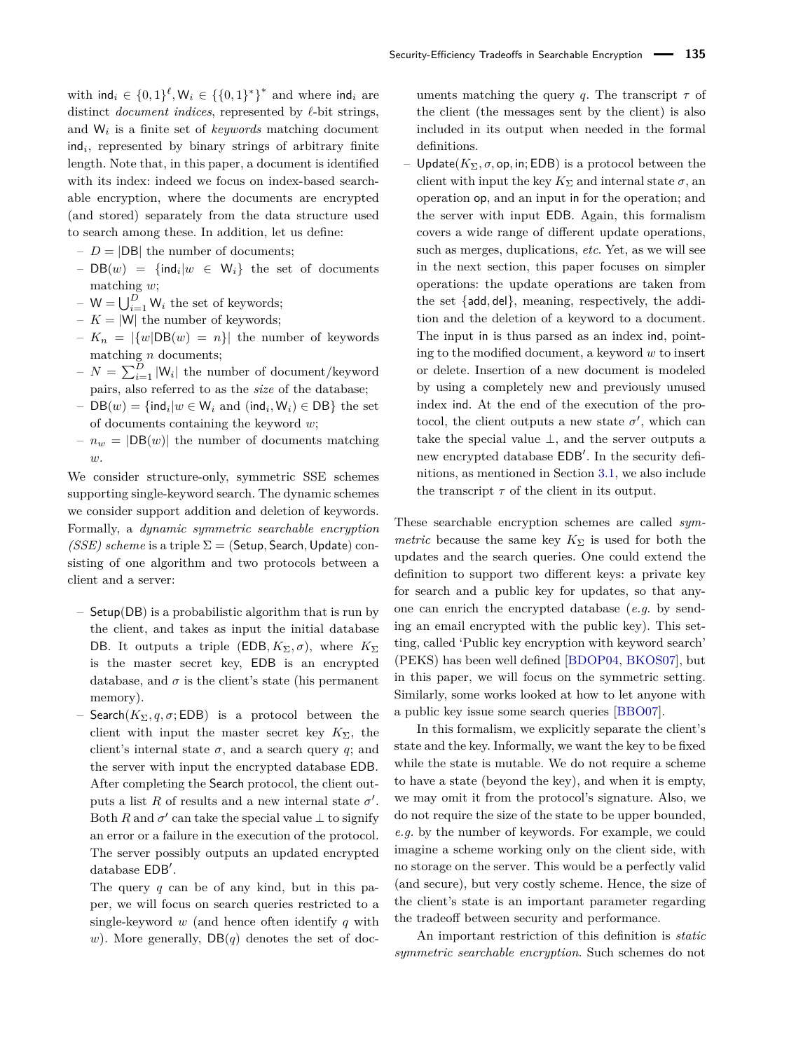with $\mathsf{ind}_i \in \{0,1\}^\ell, \mathsf{W}_i \in \{\{0,1\}^*\}^*$ and where $\mathsf{ind}_i$ are distinct *document indices*, represented by $\ell$-bit strings, and $\mathsf{W}_i$ is a finite set of *keywords* matching document $\mathsf{ind}_i$, represented by binary strings of arbitrary finite length. Note that, in this paper, a document is identified with its index: indeed we focus on index-based searchable encryption, where the documents are encrypted (and stored) separately from the data structure used to search among these. In addition, let us define:

- $D = |\mathsf{DB}|$ the number of documents;
- $\mathsf{DB}(w) = \{\mathsf{ind}_i | w \in \mathsf{W}_i\}$ the set of documents matching $w$;
- $\mathsf{W} = \bigcup_{i=1}^{D} \mathsf{W}_i$ the set of keywords;
- $K = |\mathsf{W}|$ the number of keywords;
- $K_n = |\{w | \mathsf{DB}(w) = n\}|$ the number of keywords matching $n$ documents;
- $N = \sum_{i=1}^{D} |\mathsf{W}_i|$ the number of document/keyword pairs, also referred to as the *size* of the database;
- $\mathsf{DB}(w) = \{\mathsf{ind}_i | w \in \mathsf{W}_i \text{ and } (\mathsf{ind}_i, \mathsf{W}_i) \in \mathsf{DB}\}$ the set of documents containing the keyword $w$;
- $n_w = |\mathsf{DB}(w)|$ the number of documents matching $w$.

We consider structure-only, symmetric SSE schemes supporting single-keyword search. The dynamic schemes we consider support addition and deletion of keywords. Formally, a *dynamic symmetric searchable encryption (SSE) scheme* is a triple $\Sigma = (\mathsf{Setup}, \mathsf{Search}, \mathsf{Update})$ consisting of one algorithm and two protocols between a client and a server:

- $\mathsf{Setup}(\mathsf{DB})$ is a probabilistic algorithm that is run by the client, and takes as input the initial database $\mathsf{DB}$. It outputs a triple $(\mathsf{EDB}, K_\Sigma, \sigma)$, where $K_\Sigma$ is the master secret key, $\mathsf{EDB}$ is an encrypted database, and $\sigma$ is the client's state (his permanent memory).
- $\mathsf{Search}(K_\Sigma, q, \sigma; \mathsf{EDB})$ is a protocol between the client with input the master secret key $K_\Sigma$, the client's internal state $\sigma$, and a search query $q$; and the server with input the encrypted database $\mathsf{EDB}$. After completing the $\mathsf{Search}$ protocol, the client outputs a list $R$ of results and a new internal state $\sigma'$. Both $R$ and $\sigma'$ can take the special value $\perp$ to signify an error or a failure in the execution of the protocol. The server possibly outputs an updated encrypted database $\mathsf{EDB}'$.

  The query $q$ can be of any kind, but in this paper, we will focus on search queries restricted to a single-keyword $w$ (and hence often identify $q$ with $w$). More generally, $\mathsf{DB}(q)$ denotes the set of documents matching the query $q$. The transcript $\tau$ of the client (the messages sent by the client) is also included in its output when needed in the formal definitions.
- $\mathsf{Update}(K_\Sigma, \sigma, \mathsf{op}, \mathsf{in}; \mathsf{EDB})$ is a protocol between the client with input the key $K_\Sigma$ and internal state $\sigma$, an operation $\mathsf{op}$, and an input $\mathsf{in}$ for the operation; and the server with input $\mathsf{EDB}$. Again, this formalism covers a wide range of different update operations, such as merges, duplications, *etc.* Yet, as we will see in the next section, this paper focuses on simpler operations: the update operations are taken from the set $\{\mathsf{add}, \mathsf{del}\}$, meaning, respectively, the addition and the deletion of a keyword to a document. The input $\mathsf{in}$ is thus parsed as an index $\mathsf{ind}$, pointing to the modified document, a keyword $w$ to insert or delete. Insertion of a new document is modeled by using a completely new and previously unused index $\mathsf{ind}$. At the end of the execution of the protocol, the client outputs a new state $\sigma'$, which can take the special value $\perp$, and the server outputs a new encrypted database $\mathsf{EDB}'$. In the security definitions, as mentioned in Section 3.1, we also include the transcript $\tau$ of the client in its output.

These searchable encryption schemes are called *symmetric* because the same key $K_\Sigma$ is used for both the updates and the search queries. One could extend the definition to support two different keys: a private key for search and a public key for updates, so that anyone can enrich the encrypted database (*e.g.* by sending an email encrypted with the public key). This setting, called 'Public key encryption with keyword search' (PEKS) has been well defined [BDOP04, BKOS07], but in this paper, we will focus on the symmetric setting. Similarly, some works looked at how to let anyone with a public key issue some search queries [BBO07].

In this formalism, we explicitly separate the client's state and the key. Informally, we want the key to be fixed while the state is mutable. We do not require a scheme to have a state (beyond the key), and when it is empty, we may omit it from the protocol's signature. Also, we do not require the size of the state to be upper bounded, *e.g.* by the number of keywords. For example, we could imagine a scheme working only on the client side, with no storage on the server. This would be a perfectly valid (and secure), but very costly scheme. Hence, the size of the client's state is an important parameter regarding the tradeoff between security and performance.

An important restriction of this definition is *static symmetric searchable encryption*. Such schemes do not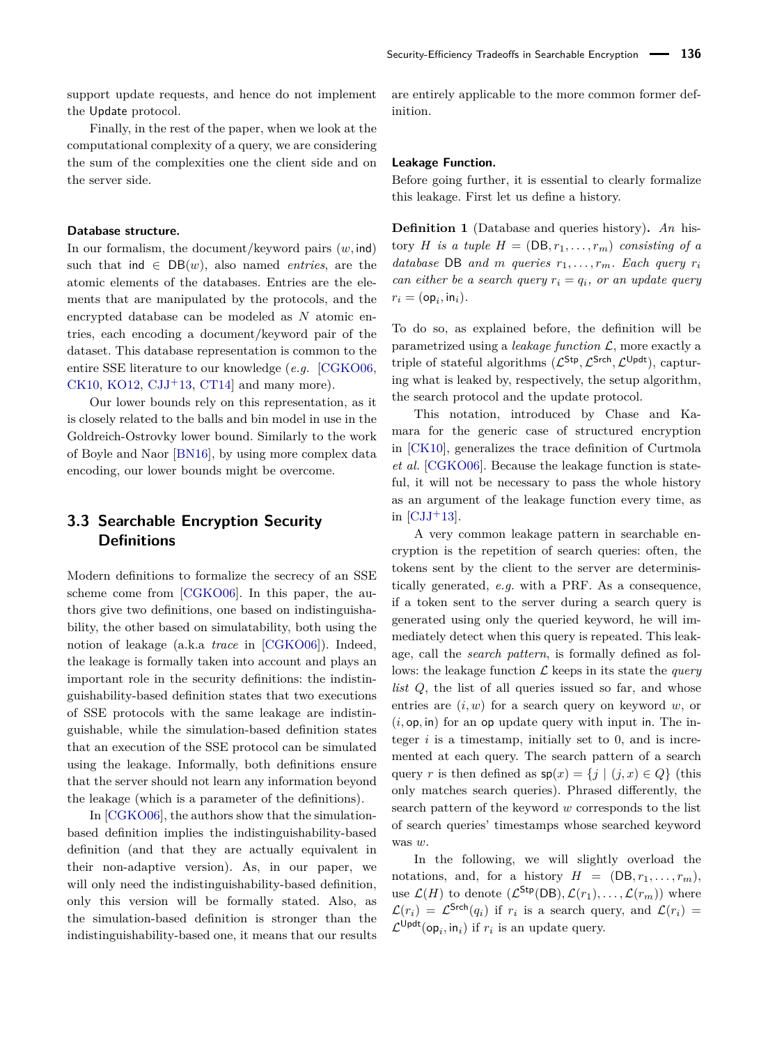support update requests, and hence do not implement the Update protocol.

Finally, in the rest of the paper, when we look at the computational complexity of a query, we are considering the sum of the complexities one the client side and on the server side.

#### Database structure.

In our formalism, the document/keyword pairs $(w, \mathsf{ind})$ such that $\mathsf{ind} \in \mathsf{DB}(w)$, also named *entries*, are the atomic elements of the databases. Entries are the elements that are manipulated by the protocols, and the encrypted database can be modeled as $N$ atomic entries, each encoding a document/keyword pair of the dataset. This database representation is common to the entire SSE literature to our knowledge (*e.g.* [CGKO06, CK10, KO12, CJJ+13, CT14] and many more).

Our lower bounds rely on this representation, as it is closely related to the balls and bin model in use in the Goldreich-Ostrovky lower bound. Similarly to the work of Boyle and Naor [BN16], by using more complex data encoding, our lower bounds might be overcome.

## 3.3 Searchable Encryption Security Definitions

Modern definitions to formalize the secrecy of an SSE scheme come from [CGKO06]. In this paper, the authors give two definitions, one based on indistinguishability, the other based on simulatability, both using the notion of leakage (a.k.a *trace* in [CGKO06]). Indeed, the leakage is formally taken into account and plays an important role in the security definitions: the indistinguishability-based definition states that two executions of SSE protocols with the same leakage are indistinguishable, while the simulation-based definition states that an execution of the SSE protocol can be simulated using the leakage. Informally, both definitions ensure that the server should not learn any information beyond the leakage (which is a parameter of the definitions).

In [CGKO06], the authors show that the simulation-based definition implies the indistinguishability-based definition (and that they are actually equivalent in their non-adaptive version). As, in our paper, we will only need the indistinguishability-based definition, only this version will be formally stated. Also, as the simulation-based definition is stronger than the indistinguishability-based one, it means that our results are entirely applicable to the more common former definition.

#### Leakage Function.

Before going further, it is essential to clearly formalize this leakage. First let us define a history.

**Definition 1** (Database and queries history)**.** *An history $H$ is a tuple $H = (\mathsf{DB}, r_1, \ldots, r_m)$ consisting of a database $\mathsf{DB}$ and $m$ queries $r_1, \ldots, r_m$. Each query $r_i$ can either be a search query $r_i = q_i$, or an update query $r_i = (\mathsf{op}_i, \mathsf{in}_i)$.*

To do so, as explained before, the definition will be parametrized using a *leakage function* $\mathcal{L}$, more exactly a triple of stateful algorithms $(\mathcal{L}^{\mathsf{Stp}}, \mathcal{L}^{\mathsf{Srch}}, \mathcal{L}^{\mathsf{Updt}})$, capturing what is leaked by, respectively, the setup algorithm, the search protocol and the update protocol.

This notation, introduced by Chase and Kamara for the generic case of structured encryption in [CK10], generalizes the trace definition of Curtmola *et al.* [CGKO06]. Because the leakage function is stateful, it will not be necessary to pass the whole history as an argument of the leakage function every time, as in [CJJ+13].

A very common leakage pattern in searchable encryption is the repetition of search queries: often, the tokens sent by the client to the server are deterministically generated, *e.g.* with a PRF. As a consequence, if a token sent to the server during a search query is generated using only the queried keyword, he will immediately detect when this query is repeated. This leakage, call the *search pattern*, is formally defined as follows: the leakage function $\mathcal{L}$ keeps in its state the *query list* $Q$, the list of all queries issued so far, and whose entries are $(i, w)$ for a search query on keyword $w$, or $(i, \mathsf{op}, \mathsf{in})$ for an $\mathsf{op}$ update query with input $\mathsf{in}$. The integer $i$ is a timestamp, initially set to 0, and is incremented at each query. The search pattern of a search query $r$ is then defined as $\mathsf{sp}(x) = \{j \mid (j, x) \in Q\}$ (this only matches search queries). Phrased differently, the search pattern of the keyword $w$ corresponds to the list of search queries' timestamps whose searched keyword was $w$.

In the following, we will slightly overload the notations, and, for a history $H = (\mathsf{DB}, r_1, \ldots, r_m)$, use $\mathcal{L}(H)$ to denote $(\mathcal{L}^{\mathsf{Stp}}(\mathsf{DB}), \mathcal{L}(r_1), \ldots, \mathcal{L}(r_m))$ where $\mathcal{L}(r_i) = \mathcal{L}^{\mathsf{Srch}}(q_i)$ if $r_i$ is a search query, and $\mathcal{L}(r_i) = \mathcal{L}^{\mathsf{Updt}}(\mathsf{op}_i, \mathsf{in}_i)$ if $r_i$ is an update query.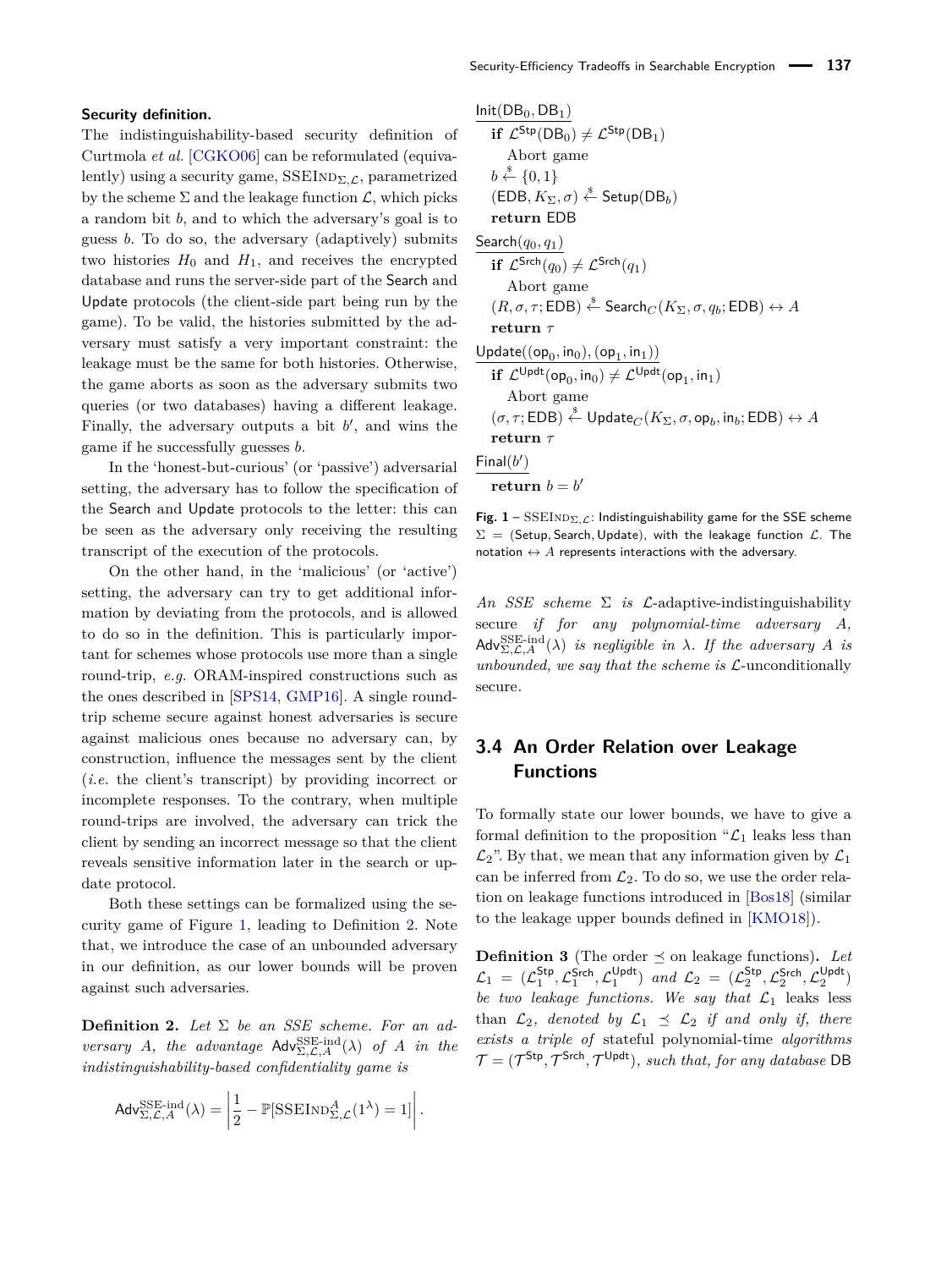**Security definition.**

The indistinguishability-based security definition of Curtmola *et al.* [CGKO06] can be reformulated (equivalently) using a security game, $\text{SSEInd}_{\Sigma,\mathcal{L}}$, parametrized by the scheme $\Sigma$ and the leakage function $\mathcal{L}$, which picks a random bit $b$, and to which the adversary's goal is to guess $b$. To do so, the adversary (adaptively) submits two histories $H_0$ and $H_1$, and receives the encrypted database and runs the server-side part of the Search and Update protocols (the client-side part being run by the game). To be valid, the histories submitted by the adversary must satisfy a very important constraint: the leakage must be the same for both histories. Otherwise, the game aborts as soon as the adversary submits two queries (or two databases) having a different leakage. Finally, the adversary outputs a bit $b'$, and wins the game if he successfully guesses $b$.

In the 'honest-but-curious' (or 'passive') adversarial setting, the adversary has to follow the specification of the Search and Update protocols to the letter: this can be seen as the adversary only receiving the resulting transcript of the execution of the protocols.

On the other hand, in the 'malicious' (or 'active') setting, the adversary can try to get additional information by deviating from the protocols, and is allowed to do so in the definition. This is particularly important for schemes whose protocols use more than a single round-trip, *e.g.* ORAM-inspired constructions such as the ones described in [SPS14, GMP16]. A single round-trip scheme secure against honest adversaries is secure against malicious ones because no adversary can, by construction, influence the messages sent by the client (*i.e.* the client's transcript) by providing incorrect or incomplete responses. To the contrary, when multiple round-trips are involved, the adversary can trick the client by sending an incorrect message so that the client reveals sensitive information later in the search or update protocol.

Both these settings can be formalized using the security game of Figure 1, leading to Definition 2. Note that, we introduce the case of an unbounded adversary in our definition, as our lower bounds will be proven against such adversaries.

**Definition 2.** *Let $\Sigma$ be an SSE scheme. For an adversary $A$, the advantage $\mathsf{Adv}^{\text{SSE-ind}}_{\Sigma,\mathcal{L},A}(\lambda)$ of $A$ in the indistinguishability-based confidentiality game is*

$$\mathsf{Adv}^{\text{SSE-ind}}_{\Sigma,\mathcal{L},A}(\lambda) = \left|\frac{1}{2} - \mathbb{P}[\text{SSEInd}^{A}_{\Sigma,\mathcal{L}}(1^\lambda) = 1]\right|.$$

```
Init(DB_0, DB_1)
  if L^Stp(DB_0) ≠ L^Stp(DB_1)
    Abort game
  b ←$ {0,1}
  (EDB, K_Σ, σ) ←$ Setup(DB_b)
  return EDB

Search(q_0, q_1)
  if L^Srch(q_0) ≠ L^Srch(q_1)
    Abort game
  (R, σ, τ; EDB) ←$ Search_C(K_Σ, σ, q_b; EDB) ↔ A
  return τ

Update((op_0, in_0), (op_1, in_1))
  if L^Updt(op_0, in_0) ≠ L^Updt(op_1, in_1)
    Abort game
  (σ, τ; EDB) ←$ Update_C(K_Σ, σ, op_b, in_b; EDB) ↔ A
  return τ

Final(b')
  return b = b'
```

**Fig. 1** – $\text{SSEInd}_{\Sigma,\mathcal{L}}$: Indistinguishability game for the SSE scheme $\Sigma = (\mathsf{Setup}, \mathsf{Search}, \mathsf{Update})$, with the leakage function $\mathcal{L}$. The notation $\leftrightarrow A$ represents interactions with the adversary.

*An SSE scheme $\Sigma$ is $\mathcal{L}$-adaptive-indistinguishability secure if for any polynomial-time adversary $A$, $\mathsf{Adv}^{\text{SSE-ind}}_{\Sigma,\mathcal{L},A}(\lambda)$ is negligible in $\lambda$. If the adversary $A$ is unbounded, we say that the scheme is $\mathcal{L}$-unconditionally secure.*

## 3.4 An Order Relation over Leakage Functions

To formally state our lower bounds, we have to give a formal definition to the proposition "$\mathcal{L}_1$ leaks less than $\mathcal{L}_2$". By that, we mean that any information given by $\mathcal{L}_1$ can be inferred from $\mathcal{L}_2$. To do so, we use the order relation on leakage functions introduced in [Bos18] (similar to the leakage upper bounds defined in [KMO18]).

**Definition 3** (The order $\preceq$ on leakage functions)**.** *Let $\mathcal{L}_1 = (\mathcal{L}_1^{\mathsf{Stp}}, \mathcal{L}_1^{\mathsf{Srch}}, \mathcal{L}_1^{\mathsf{Updt}})$ and $\mathcal{L}_2 = (\mathcal{L}_2^{\mathsf{Stp}}, \mathcal{L}_2^{\mathsf{Srch}}, \mathcal{L}_2^{\mathsf{Updt}})$ be two leakage functions. We say that $\mathcal{L}_1$ leaks less than $\mathcal{L}_2$, denoted by $\mathcal{L}_1 \preceq \mathcal{L}_2$ if and only if, there exists a triple of* stateful polynomial-time *algorithms $\mathcal{T} = (\mathcal{T}^{\mathsf{Stp}}, \mathcal{T}^{\mathsf{Srch}}, \mathcal{T}^{\mathsf{Updt}})$, such that, for any database* DB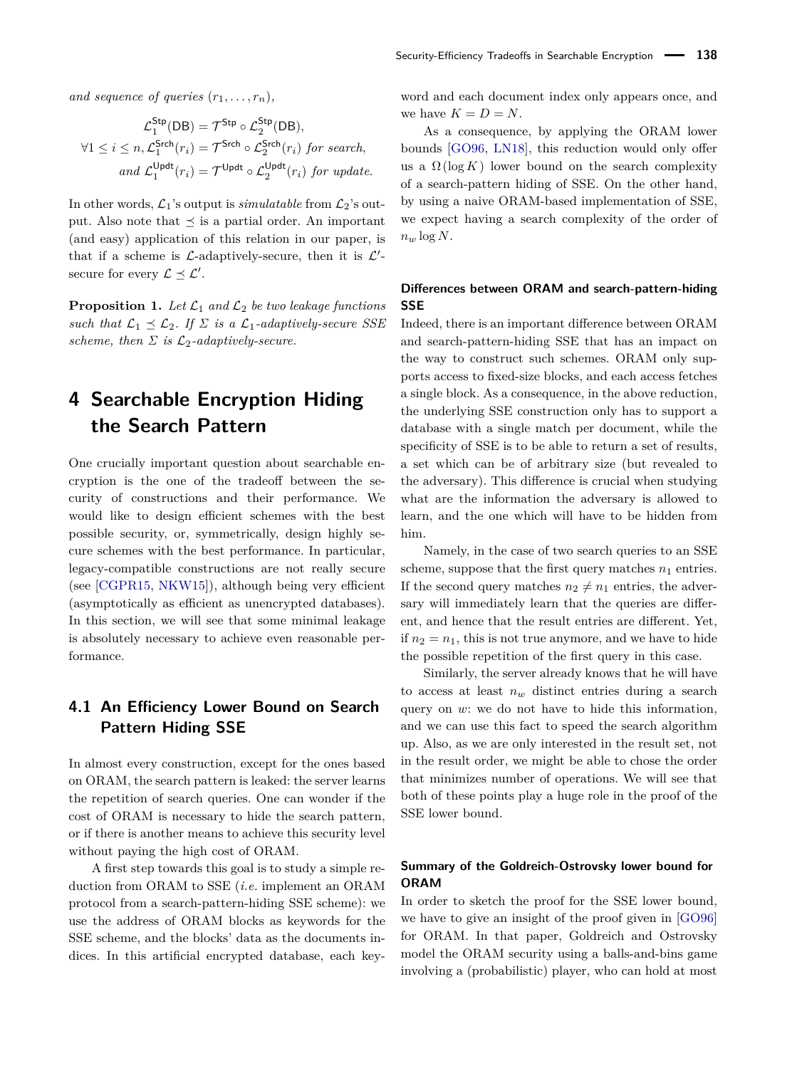*and sequence of queries* $(r_1, \ldots, r_n)$*,*

$$\mathcal{L}_1^{\mathsf{Stp}}(\mathsf{DB}) = \mathcal{T}^{\mathsf{Stp}} \circ \mathcal{L}_2^{\mathsf{Stp}}(\mathsf{DB}),$$
$$\forall 1 \leq i \leq n, \mathcal{L}_1^{\mathsf{Srch}}(r_i) = \mathcal{T}^{\mathsf{Srch}} \circ \mathcal{L}_2^{\mathsf{Srch}}(r_i) \text{ for search,}$$
$$\text{and } \mathcal{L}_1^{\mathsf{Updt}}(r_i) = \mathcal{T}^{\mathsf{Updt}} \circ \mathcal{L}_2^{\mathsf{Updt}}(r_i) \text{ for update.}$$

In other words, $\mathcal{L}_1$'s output is *simulatable* from $\mathcal{L}_2$'s output. Also note that $\preceq$ is a partial order. An important (and easy) application of this relation in our paper, is that if a scheme is $\mathcal{L}$-adaptively-secure, then it is $\mathcal{L}'$-secure for every $\mathcal{L} \preceq \mathcal{L}'$.

**Proposition 1.** *Let $\mathcal{L}_1$ and $\mathcal{L}_2$ be two leakage functions such that $\mathcal{L}_1 \preceq \mathcal{L}_2$. If $\Sigma$ is a $\mathcal{L}_1$-adaptively-secure SSE scheme, then $\Sigma$ is $\mathcal{L}_2$-adaptively-secure.*

# 4 Searchable Encryption Hiding the Search Pattern

One crucially important question about searchable encryption is the one of the tradeoff between the security of constructions and their performance. We would like to design efficient schemes with the best possible security, or, symmetrically, design highly secure schemes with the best performance. In particular, legacy-compatible constructions are not really secure (see [CGPR15, NKW15]), although being very efficient (asymptotically as efficient as unencrypted databases). In this section, we will see that some minimal leakage is absolutely necessary to achieve even reasonable performance.

## 4.1 An Efficiency Lower Bound on Search Pattern Hiding SSE

In almost every construction, except for the ones based on ORAM, the search pattern is leaked: the server learns the repetition of search queries. One can wonder if the cost of ORAM is necessary to hide the search pattern, or if there is another means to achieve this security level without paying the high cost of ORAM.

A first step towards this goal is to study a simple reduction from ORAM to SSE (*i.e.* implement an ORAM protocol from a search-pattern-hiding SSE scheme): we use the address of ORAM blocks as keywords for the SSE scheme, and the blocks' data as the documents indices. In this artificial encrypted database, each keyword and each document index only appears once, and we have $K = D = N$.

As a consequence, by applying the ORAM lower bounds [GO96, LN18], this reduction would only offer us a $\Omega(\log K)$ lower bound on the search complexity of a search-pattern hiding of SSE. On the other hand, by using a naive ORAM-based implementation of SSE, we expect having a search complexity of the order of $n_w \log N$.

### Differences between ORAM and search-pattern-hiding SSE

Indeed, there is an important difference between ORAM and search-pattern-hiding SSE that has an impact on the way to construct such schemes. ORAM only supports access to fixed-size blocks, and each access fetches a single block. As a consequence, in the above reduction, the underlying SSE construction only has to support a database with a single match per document, while the specificity of SSE is to be able to return a set of results, a set which can be of arbitrary size (but revealed to the adversary). This difference is crucial when studying what are the information the adversary is allowed to learn, and the one which will have to be hidden from him.

Namely, in the case of two search queries to an SSE scheme, suppose that the first query matches $n_1$ entries. If the second query matches $n_2 \neq n_1$ entries, the adversary will immediately learn that the queries are different, and hence that the result entries are different. Yet, if $n_2 = n_1$, this is not true anymore, and we have to hide the possible repetition of the first query in this case.

Similarly, the server already knows that he will have to access at least $n_w$ distinct entries during a search query on $w$: we do not have to hide this information, and we can use this fact to speed the search algorithm up. Also, as we are only interested in the result set, not in the result order, we might be able to chose the order that minimizes number of operations. We will see that both of these points play a huge role in the proof of the SSE lower bound.

### Summary of the Goldreich-Ostrovsky lower bound for ORAM

In order to sketch the proof for the SSE lower bound, we have to give an insight of the proof given in [GO96] for ORAM. In that paper, Goldreich and Ostrovsky model the ORAM security using a balls-and-bins game involving a (probabilistic) player, who can hold at most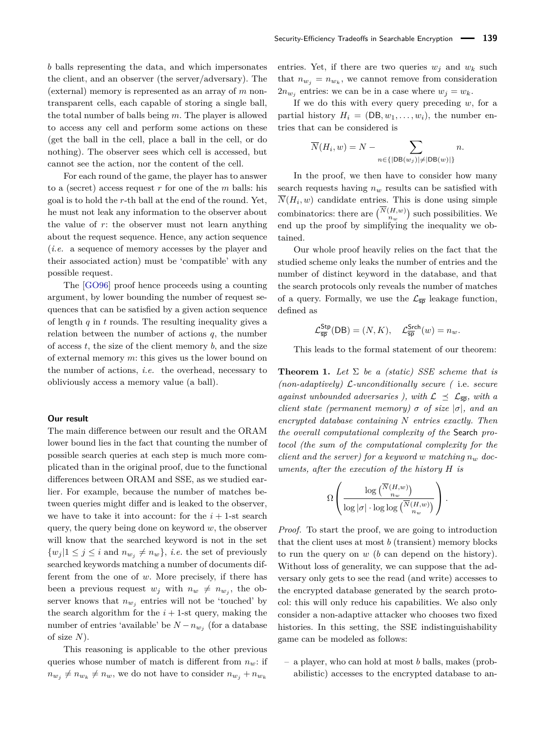$b$ balls representing the data, and which impersonates the client, and an observer (the server/adversary). The (external) memory is represented as an array of $m$ non-transparent cells, each capable of storing a single ball, the total number of balls being $m$. The player is allowed to access any cell and perform some actions on these (get the ball in the cell, place a ball in the cell, or do nothing). The observer sees which cell is accessed, but cannot see the action, nor the content of the cell.

For each round of the game, the player has to answer to a (secret) access request $r$ for one of the $m$ balls: his goal is to hold the $r$-th ball at the end of the round. Yet, he must not leak any information to the observer about the value of $r$: the observer must not learn anything about the request sequence. Hence, any action sequence (*i.e.* a sequence of memory accesses by the player and their associated action) must be 'compatible' with any possible request.

The [GO96] proof hence proceeds using a counting argument, by lower bounding the number of request sequences that can be satisfied by a given action sequence of length $q$ in $t$ rounds. The resulting inequality gives a relation between the number of actions $q$, the number of access $t$, the size of the client memory $b$, and the size of external memory $m$: this gives us the lower bound on the number of actions, *i.e.* the overhead, necessary to obliviously access a memory value (a ball).

#### Our result

The main difference between our result and the ORAM lower bound lies in the fact that counting the number of possible search queries at each step is much more complicated than in the original proof, due to the functional differences between ORAM and SSE, as we studied earlier. For example, because the number of matches between queries might differ and is leaked to the observer, we have to take it into account: for the $i+1$-st search query, the query being done on keyword $w$, the observer will know that the searched keyword is not in the set $\{w_j | 1 \leq j \leq i \text{ and } n_{w_j} \neq n_w\}$, *i.e.* the set of previously searched keywords matching a number of documents different from the one of $w$. More precisely, if there has been a previous request $w_j$ with $n_w \neq n_{w_j}$, the observer knows that $n_{w_j}$ entries will not be 'touched' by the search algorithm for the $i+1$-st query, making the number of entries 'available' be $N - n_{w_j}$ (for a database of size $N$).

This reasoning is applicable to the other previous queries whose number of match is different from $n_w$: if $n_{w_j} \neq n_{w_k} \neq n_w$, we do not have to consider $n_{w_j} + n_{w_k}$ entries. Yet, if there are two queries $w_j$ and $w_k$ such that $n_{w_j} = n_{w_k}$, we cannot remove from consideration $2n_{w_j}$ entries: we can be in a case where $w_j = w_k$.

If we do this with every query preceding $w$, for a partial history $H_i = (\mathsf{DB}, w_1, \ldots, w_i)$, the number entries that can be considered is

$$\overline{N}(H_i, w) = N - \sum_{n \in \{|\mathsf{DB}(w_j)| \neq |\mathsf{DB}(w)|\}} n.$$

In the proof, we then have to consider how many search requests having $n_w$ results can be satisfied with $\overline{N}(H_i, w)$ candidate entries. This is done using simple combinatorics: there are $\binom{\overline{N}(H,w)}{n_w}$ such possibilities. We end up the proof by simplifying the inequality we obtained.

Our whole proof heavily relies on the fact that the studied scheme only leaks the number of entries and the number of distinct keyword in the database, and that the search protocols only reveals the number of matches of a query. Formally, we use the $\mathcal{L}_{\overline{\mathsf{sp}}}$ leakage function, defined as

$$\mathcal{L}_{\overline{\mathsf{sp}}}^{\mathsf{Stp}}(\mathsf{DB}) = (N, K), \quad \mathcal{L}_{\overline{\mathsf{sp}}}^{\mathsf{Srch}}(w) = n_w.$$

This leads to the formal statement of our theorem:

**Theorem 1.** *Let $\Sigma$ be a (static) SSE scheme that is (non-adaptively) $\mathcal{L}$-unconditionally secure (* i.e. *secure against unbounded adversaries ), with $\mathcal{L} \preceq \mathcal{L}_{\overline{\mathsf{sp}}}$, with a client state (permanent memory) $\sigma$ of size $|\sigma|$, and an encrypted database containing $N$ entries exactly. Then the overall computational complexity of the* Search *protocol (the sum of the computational complexity for the client and the server) for a keyword $w$ matching $n_w$ documents, after the execution of the history $H$ is*

$$\Omega\left(\frac{\log\binom{\overline{N}(H,w)}{n_w}}{\log|\sigma| \cdot \log\log\binom{\overline{N}(H,w)}{n_w}}\right).$$

*Proof.* To start the proof, we are going to introduction that the client uses at most $b$ (transient) memory blocks to run the query on $w$ ($b$ can depend on the history). Without loss of generality, we can suppose that the adversary only gets to see the read (and write) accesses to the encrypted database generated by the search protocol: this will only reduce his capabilities. We also only consider a non-adaptive attacker who chooses two fixed histories. In this setting, the SSE indistinguishability game can be modeled as follows:

- a player, who can hold at most $b$ balls, makes (probabilistic) accesses to the encrypted database to an-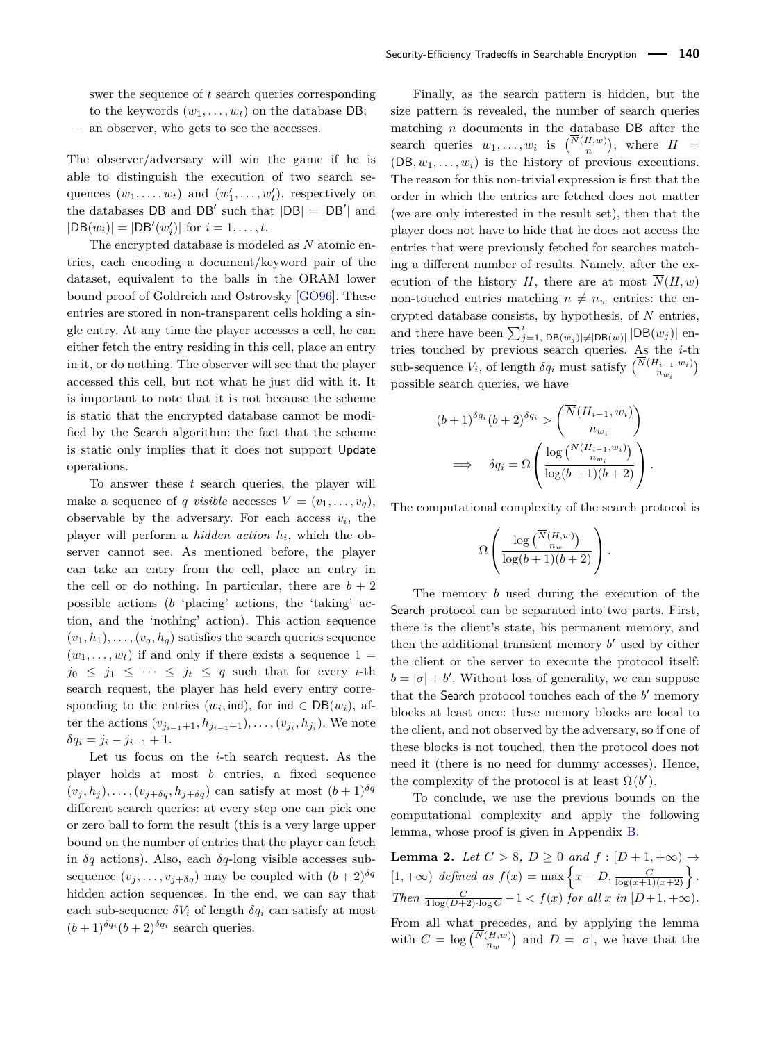swer the sequence of $t$ search queries corresponding to the keywords $(w_1, \ldots, w_t)$ on the database $\mathsf{DB}$;

– an observer, who gets to see the accesses.

The observer/adversary will win the game if he is able to distinguish the execution of two search sequences $(w_1, \ldots, w_t)$ and $(w'_1, \ldots, w'_t)$, respectively on the databases $\mathsf{DB}$ and $\mathsf{DB}'$ such that $|\mathsf{DB}| = |\mathsf{DB}'|$ and $|\mathsf{DB}(w_i)| = |\mathsf{DB}'(w'_i)|$ for $i = 1, \ldots, t$.

The encrypted database is modeled as $N$ atomic entries, each encoding a document/keyword pair of the dataset, equivalent to the balls in the ORAM lower bound proof of Goldreich and Ostrovsky [GO96]. These entries are stored in non-transparent cells holding a single entry. At any time the player accesses a cell, he can either fetch the entry residing in this cell, place an entry in it, or do nothing. The observer will see that the player accessed this cell, but not what he just did with it. It is important to note that it is not because the scheme is static that the encrypted database cannot be modified by the Search algorithm: the fact that the scheme is static only implies that it does not support Update operations.

To answer these $t$ search queries, the player will make a sequence of $q$ *visible* accesses $V = (v_1, \ldots, v_q)$, observable by the adversary. For each access $v_i$, the player will perform a *hidden action* $h_i$, which the observer cannot see. As mentioned before, the player can take an entry from the cell, place an entry in the cell or do nothing. In particular, there are $b+2$ possible actions ($b$ 'placing' actions, the 'taking' action, and the 'nothing' action). This action sequence $(v_1, h_1), \ldots, (v_q, h_q)$ satisfies the search queries sequence $(w_1, \ldots, w_t)$ if and only if there exists a sequence $1 = j_0 \leq j_1 \leq \cdots \leq j_t \leq q$ such that for every $i$-th search request, the player has held every entry corresponding to the entries $(w_i, \mathsf{ind})$, for $\mathsf{ind} \in \mathsf{DB}(w_i)$, after the actions $(v_{j_{i-1}+1}, h_{j_{i-1}+1}), \ldots, (v_{j_i}, h_{j_i})$. We note $\delta q_i = j_i - j_{i-1} + 1$.

Let us focus on the $i$-th search request. As the player holds at most $b$ entries, a fixed sequence $(v_j, h_j), \ldots, (v_{j+\delta q}, h_{j+\delta q})$ can satisfy at most $(b+1)^{\delta q}$ different search queries: at every step one can pick one or zero ball to form the result (this is a very large upper bound on the number of entries that the player can fetch in $\delta q$ actions). Also, each $\delta q$-long visible accesses subsequence $(v_j, \ldots, v_{j+\delta q})$ may be coupled with $(b+2)^{\delta q}$ hidden action sequences. In the end, we can say that each sub-sequence $\delta V_i$ of length $\delta q_i$ can satisfy at most $(b+1)^{\delta q_i}(b+2)^{\delta q_i}$ search queries.

Finally, as the search pattern is hidden, but the size pattern is revealed, the number of search queries matching $n$ documents in the database $\mathsf{DB}$ after the search queries $w_1, \ldots, w_i$ is $\binom{\overline{N}(H,w)}{n}$, where $H = (\mathsf{DB}, w_1, \ldots, w_i)$ is the history of previous executions. The reason for this non-trivial expression is first that the order in which the entries are fetched does not matter (we are only interested in the result set), then that the player does not have to hide that he does not access the entries that were previously fetched for searches matching a different number of results. Namely, after the execution of the history $H$, there are at most $\overline{N}(H, w)$ non-touched entries matching $n \neq n_w$ entries: the encrypted database consists, by hypothesis, of $N$ entries, and there have been $\sum_{j=1, |\mathsf{DB}(w_j)| \neq |\mathsf{DB}(w)|}^{i} |\mathsf{DB}(w_j)|$ entries touched by previous search queries. As the $i$-th sub-sequence $V_i$, of length $\delta q_i$ must satisfy $\binom{\overline{N}(H_{i-1}, w_i)}{n_{w_i}}$ possible search queries, we have

$$
\begin{aligned}
(b+1)^{\delta q_i}(b+2)^{\delta q_i} &> \binom{\overline{N}(H_{i-1}, w_i)}{n_{w_i}} \\
\implies \quad \delta q_i &= \Omega\left(\frac{\log \binom{\overline{N}(H_{i-1}, w_i)}{n_{w_i}}}{\log(b+1)(b+2)}\right).
\end{aligned}
$$

The computational complexity of the search protocol is

$$
\Omega\left(\frac{\log \binom{\overline{N}(H,w)}{n_w}}{\log(b+1)(b+2)}\right).
$$

The memory $b$ used during the execution of the Search protocol can be separated into two parts. First, there is the client's state, his permanent memory, and then the additional transient memory $b'$ used by either the client or the server to execute the protocol itself: $b = |\sigma| + b'$. Without loss of generality, we can suppose that the Search protocol touches each of the $b'$ memory blocks at least once: these memory blocks are local to the client, and not observed by the adversary, so if one of these blocks is not touched, then the protocol does not need it (there is no need for dummy accesses). Hence, the complexity of the protocol is at least $\Omega(b')$.

To conclude, we use the previous bounds on the computational complexity and apply the following lemma, whose proof is given in Appendix B.

**Lemma 2.** *Let $C > 8$, $D \geq 0$ and $f : [D+1, +\infty) \to [1, +\infty)$ defined as $f(x) = \max\left\{x - D, \frac{C}{\log(x+1)(x+2)}\right\}$. Then $\frac{C}{4\log(D+2)\cdot\log C} - 1 < f(x)$ for all $x$ in $[D+1, +\infty)$.*

From all what precedes, and by applying the lemma with $C = \log \binom{\overline{N}(H,w)}{n_w}$ and $D = |\sigma|$, we have that the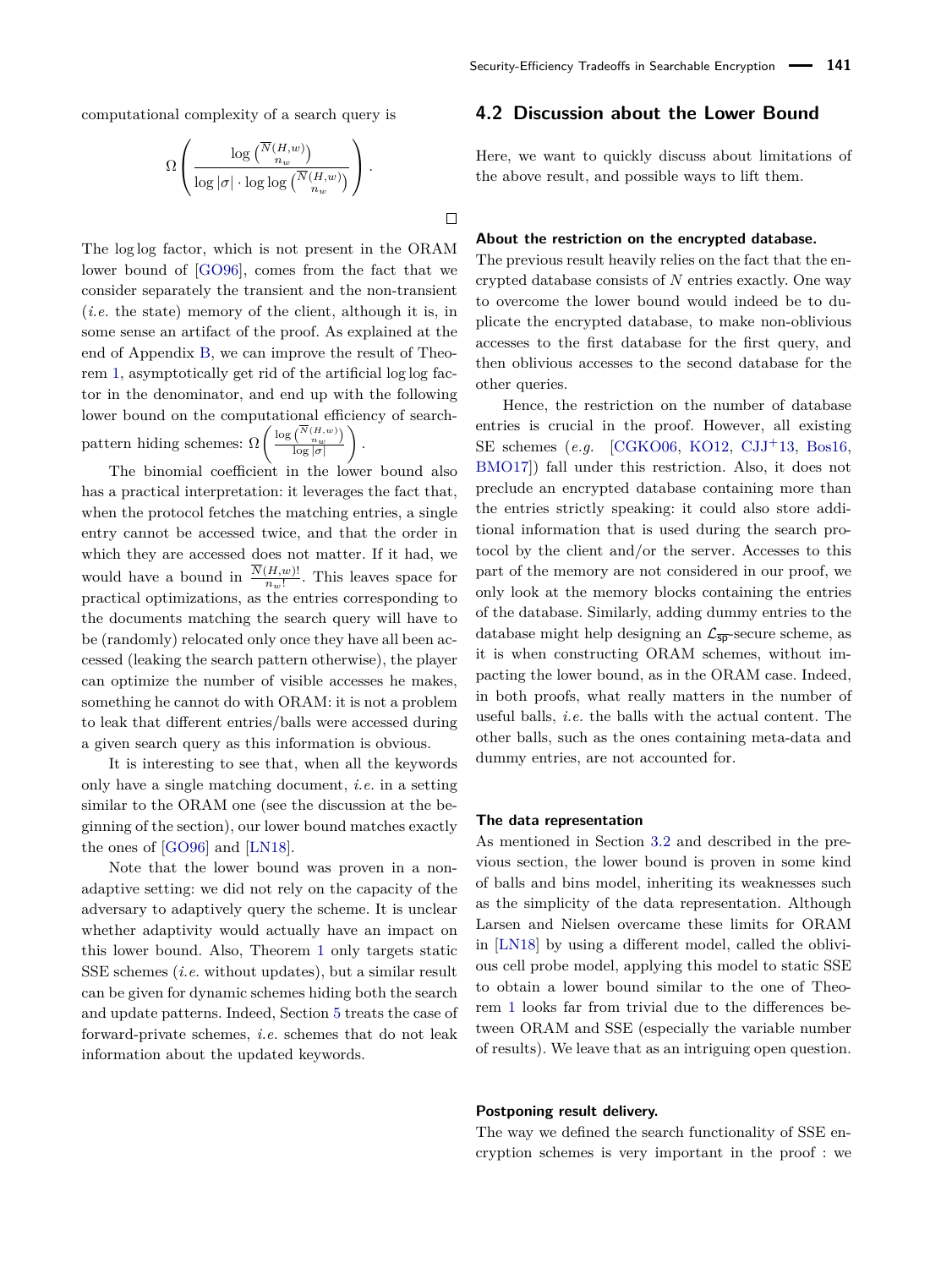computational complexity of a search query is

$$\Omega\left(\frac{\log\binom{\overline{N}(H,w)}{n_w}}{\log|\sigma|\cdot\log\log\binom{\overline{N}(H,w)}{n_w}}\right).$$

□

The $\log\log$ factor, which is not present in the ORAM lower bound of [GO96], comes from the fact that we consider separately the transient and the non-transient (*i.e.* the state) memory of the client, although it is, in some sense an artifact of the proof. As explained at the end of Appendix B, we can improve the result of Theorem 1, asymptotically get rid of the artificial $\log\log$ factor in the denominator, and end up with the following lower bound on the computational efficiency of search-pattern hiding schemes: $\Omega\left(\frac{\log\binom{\overline{N}(H,w)}{n_w}}{\log|\sigma|}\right)$.

The binomial coefficient in the lower bound also has a practical interpretation: it leverages the fact that, when the protocol fetches the matching entries, a single entry cannot be accessed twice, and that the order in which they are accessed does not matter. If it had, we would have a bound in $\frac{\overline{N}(H,w)!}{n_w!}$. This leaves space for practical optimizations, as the entries corresponding to the documents matching the search query will have to be (randomly) relocated only once they have all been accessed (leaking the search pattern otherwise), the player can optimize the number of visible accesses he makes, something he cannot do with ORAM: it is not a problem to leak that different entries/balls were accessed during a given search query as this information is obvious.

It is interesting to see that, when all the keywords only have a single matching document, *i.e.* in a setting similar to the ORAM one (see the discussion at the beginning of the section), our lower bound matches exactly the ones of [GO96] and [LN18].

Note that the lower bound was proven in a non-adaptive setting: we did not rely on the capacity of the adversary to adaptively query the scheme. It is unclear whether adaptivity would actually have an impact on this lower bound. Also, Theorem 1 only targets static SSE schemes (*i.e.* without updates), but a similar result can be given for dynamic schemes hiding both the search and update patterns. Indeed, Section 5 treats the case of forward-private schemes, *i.e.* schemes that do not leak information about the updated keywords.

## 4.2 Discussion about the Lower Bound

Here, we want to quickly discuss about limitations of the above result, and possible ways to lift them.

**About the restriction on the encrypted database.** The previous result heavily relies on the fact that the encrypted database consists of $N$ entries exactly. One way to overcome the lower bound would indeed be to duplicate the encrypted database, to make non-oblivious accesses to the first database for the first query, and then oblivious accesses to the second database for the other queries.

Hence, the restriction on the number of database entries is crucial in the proof. However, all existing SE schemes (*e.g.* [CGKO06, KO12, CJJ+13, Bos16, BMO17]) fall under this restriction. Also, it does not preclude an encrypted database containing more than the entries strictly speaking: it could also store additional information that is used during the search protocol by the client and/or the server. Accesses to this part of the memory are not considered in our proof, we only look at the memory blocks containing the entries of the database. Similarly, adding dummy entries to the database might help designing an $\mathcal{L}_{\overline{\mathsf{sp}}}$-secure scheme, as it is when constructing ORAM schemes, without impacting the lower bound, as in the ORAM case. Indeed, in both proofs, what really matters in the number of useful balls, *i.e.* the balls with the actual content. The other balls, such as the ones containing meta-data and dummy entries, are not accounted for.

**The data representation**
As mentioned in Section 3.2 and described in the previous section, the lower bound is proven in some kind of balls and bins model, inheriting its weaknesses such as the simplicity of the data representation. Although Larsen and Nielsen overcame these limits for ORAM in [LN18] by using a different model, called the oblivious cell probe model, applying this model to static SSE to obtain a lower bound similar to the one of Theorem 1 looks far from trivial due to the differences between ORAM and SSE (especially the variable number of results). We leave that as an intriguing open question.

**Postponing result delivery.**
The way we defined the search functionality of SSE encryption schemes is very important in the proof : we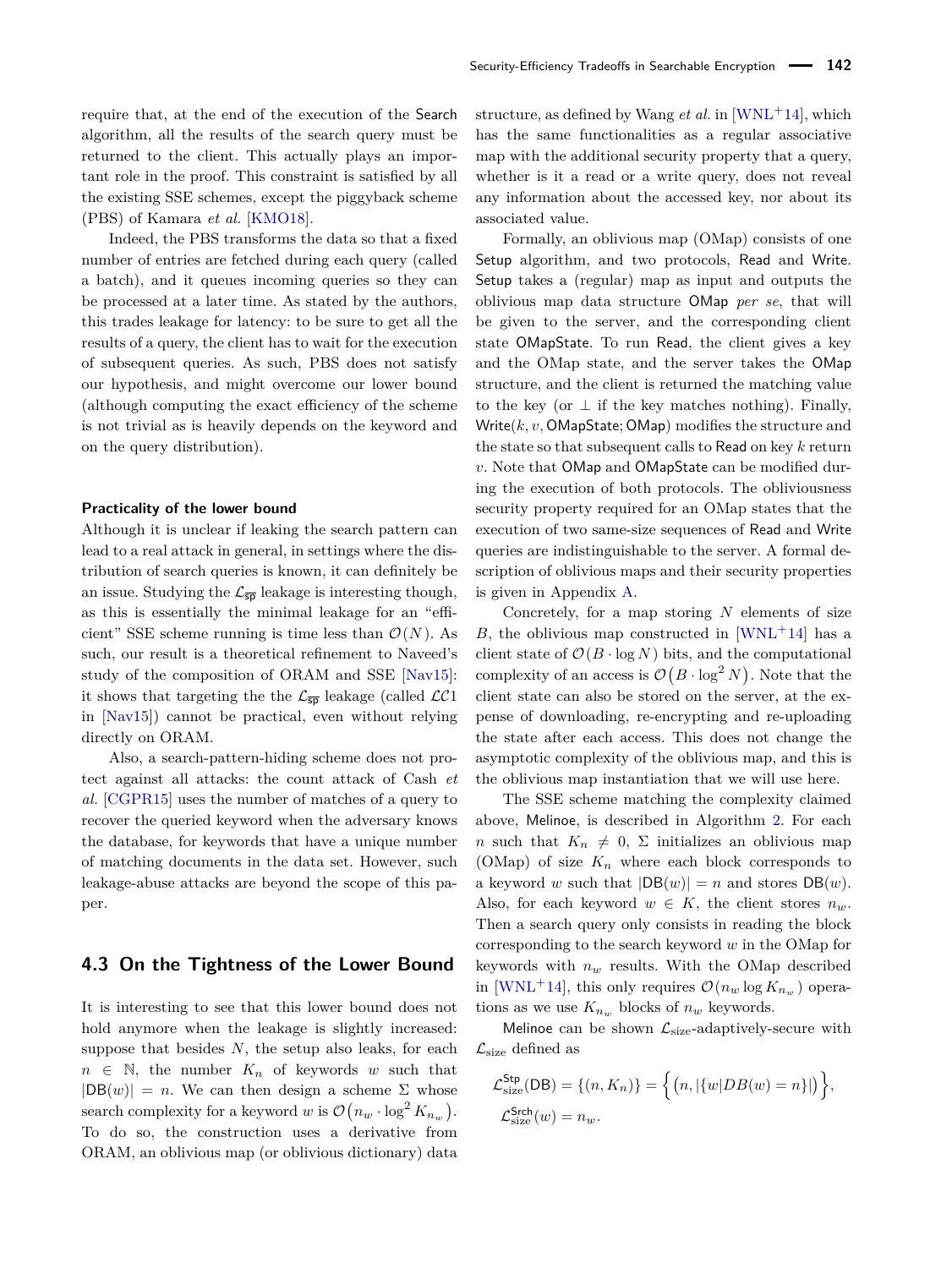require that, at the end of the execution of the Search algorithm, all the results of the search query must be returned to the client. This actually plays an important role in the proof. This constraint is satisfied by all the existing SSE schemes, except the piggyback scheme (PBS) of Kamara *et al.* [KMO18].

Indeed, the PBS transforms the data so that a fixed number of entries are fetched during each query (called a batch), and it queues incoming queries so they can be processed at a later time. As stated by the authors, this trades leakage for latency: to be sure to get all the results of a query, the client has to wait for the execution of subsequent queries. As such, PBS does not satisfy our hypothesis, and might overcome our lower bound (although computing the exact efficiency of the scheme is not trivial as is heavily depends on the keyword and on the query distribution).

**Practicality of the lower bound**

Although it is unclear if leaking the search pattern can lead to a real attack in general, in settings where the distribution of search queries is known, it can definitely be an issue. Studying the $\mathcal{L}_{\overline{\mathsf{sp}}}$ leakage is interesting though, as this is essentially the minimal leakage for an "efficient" SSE scheme running is time less than $\mathcal{O}(N)$. As such, our result is a theoretical refinement to Naveed's study of the composition of ORAM and SSE [Nav15]: it shows that targeting the the $\mathcal{L}_{\overline{\mathsf{sp}}}$ leakage (called $\mathcal{LC}1$ in [Nav15]) cannot be practical, even without relying directly on ORAM.

Also, a search-pattern-hiding scheme does not protect against all attacks: the count attack of Cash *et al.* [CGPR15] uses the number of matches of a query to recover the queried keyword when the adversary knows the database, for keywords that have a unique number of matching documents in the data set. However, such leakage-abuse attacks are beyond the scope of this paper.

## 4.3 On the Tightness of the Lower Bound

It is interesting to see that this lower bound does not hold anymore when the leakage is slightly increased: suppose that besides $N$, the setup also leaks, for each $n \in \mathbb{N}$, the number $K_n$ of keywords $w$ such that $|\mathsf{DB}(w)| = n$. We can then design a scheme $\Sigma$ whose search complexity for a keyword $w$ is $\mathcal{O}\left(n_w \cdot \log^2 K_{n_w}\right)$. To do so, the construction uses a derivative from ORAM, an oblivious map (or oblivious dictionary) data structure, as defined by Wang *et al.* in [WNL+14], which has the same functionalities as a regular associative map with the additional security property that a query, whether is it a read or a write query, does not reveal any information about the accessed key, nor about its associated value.

Formally, an oblivious map (OMap) consists of one Setup algorithm, and two protocols, Read and Write. Setup takes a (regular) map as input and outputs the oblivious map data structure OMap *per se*, that will be given to the server, and the corresponding client state OMapState. To run Read, the client gives a key and the OMap state, and the server takes the OMap structure, and the client is returned the matching value to the key (or $\perp$ if the key matches nothing). Finally, $\mathsf{Write}(k, v, \mathsf{OMapState}; \mathsf{OMap})$ modifies the structure and the state so that subsequent calls to Read on key $k$ return $v$. Note that OMap and OMapState can be modified during the execution of both protocols. The obliviousness security property required for an OMap states that the execution of two same-size sequences of Read and Write queries are indistinguishable to the server. A formal description of oblivious maps and their security properties is given in Appendix A.

Concretely, for a map storing $N$ elements of size $B$, the oblivious map constructed in [WNL+14] has a client state of $\mathcal{O}(B \cdot \log N)$ bits, and the computational complexity of an access is $\mathcal{O}\left(B \cdot \log^2 N\right)$. Note that the client state can also be stored on the server, at the expense of downloading, re-encrypting and re-uploading the state after each access. This does not change the asymptotic complexity of the oblivious map, and this is the oblivious map instantiation that we will use here.

The SSE scheme matching the complexity claimed above, Melinoe, is described in Algorithm 2. For each $n$ such that $K_n \neq 0$, $\Sigma$ initializes an oblivious map (OMap) of size $K_n$ where each block corresponds to a keyword $w$ such that $|\mathsf{DB}(w)| = n$ and stores $\mathsf{DB}(w)$. Also, for each keyword $w \in K$, the client stores $n_w$. Then a search query only consists in reading the block corresponding to the search keyword $w$ in the OMap for keywords with $n_w$ results. With the OMap described in [WNL+14], this only requires $\mathcal{O}(n_w \log K_{n_w})$ operations as we use $K_{n_w}$ blocks of $n_w$ keywords.

Melinoe can be shown $\mathcal{L}_{\text{size}}$-adaptively-secure with $\mathcal{L}_{\text{size}}$ defined as

$$\mathcal{L}_{\text{size}}^{\mathsf{Stp}}(\mathsf{DB}) = \{(n, K_n)\} = \left\{\left(n, |\{w|DB(w) = n\}|\right)\right\},$$
$$\mathcal{L}_{\text{size}}^{\mathsf{Srch}}(w) = n_w.$$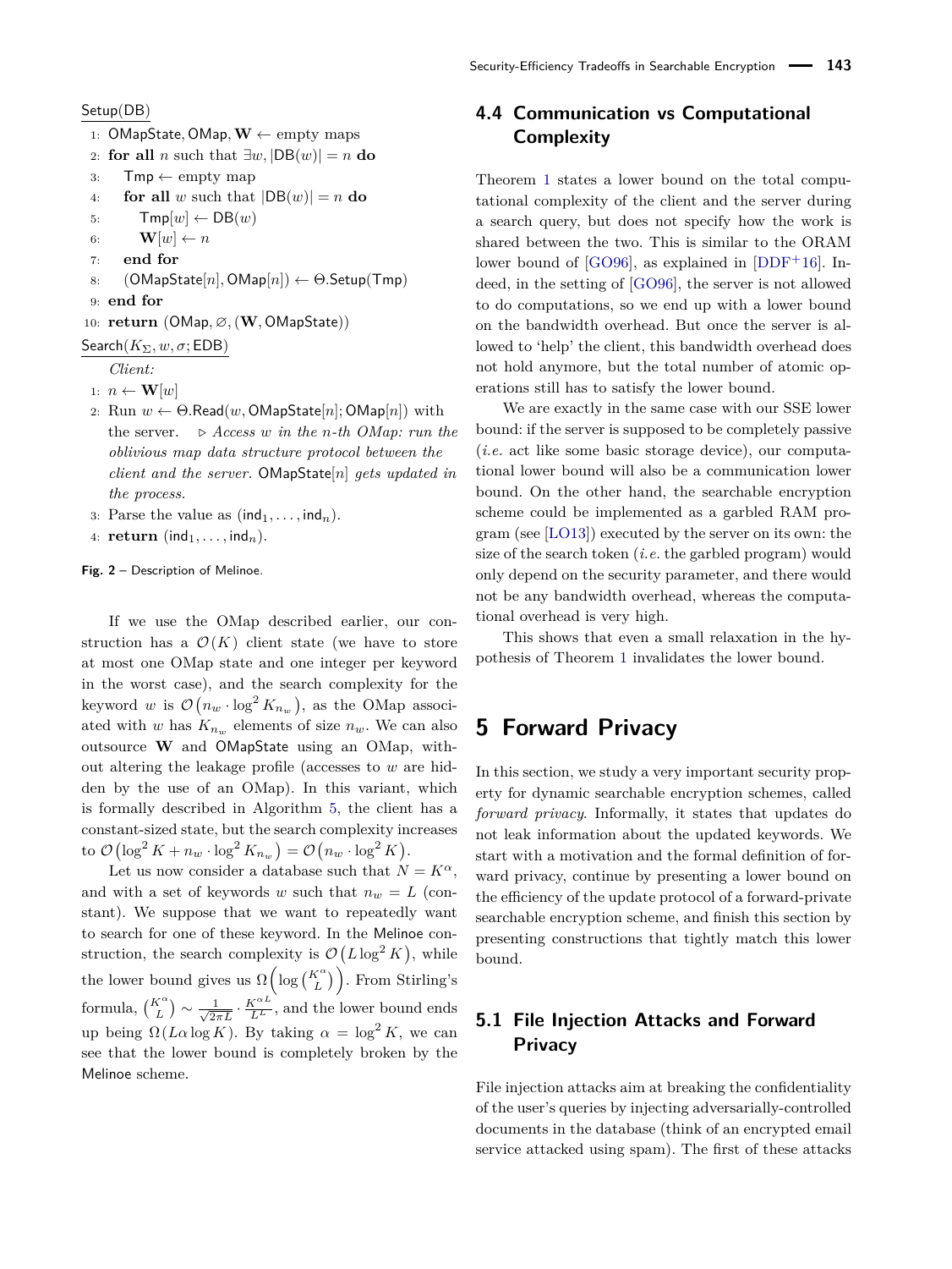Setup(DB)

```
1: OMapState, OMap, W ← empty maps
2: for all n such that ∃w, |DB(w)| = n do
3:     Tmp ← empty map
4:     for all w such that |DB(w)| = n do
5:         Tmp[w] ← DB(w)
6:         W[w] ← n
7:     end for
8:     (OMapState[n], OMap[n]) ← Θ.Setup(Tmp)
9: end for
10: return (OMap, ∅, (W, OMapState))
```

Search($K_\Sigma$, $w$, $\sigma$; EDB)

```
    Client:
1: n ← W[w]
2: Run w ← Θ.Read(w, OMapState[n]; OMap[n]) with
   the server.   ▷ Access w in the n-th OMap: run the
   oblivious map data structure protocol between the
   client and the server. OMapState[n] gets updated in
   the process.
3: Parse the value as (ind_1, ..., ind_n).
4: return (ind_1, ..., ind_n).
```

**Fig. 2** – Description of Melinoe.

If we use the OMap described earlier, our construction has a $\mathcal{O}(K)$ client state (we have to store at most one OMap state and one integer per keyword in the worst case), and the search complexity for the keyword $w$ is $\mathcal{O}\left(n_w \cdot \log^2 K_{n_w}\right)$, as the OMap associated with $w$ has $K_{n_w}$ elements of size $n_w$. We can also outsource $\mathbf{W}$ and OMapState using an OMap, without altering the leakage profile (accesses to $w$ are hidden by the use of an OMap). In this variant, which is formally described in Algorithm 5, the client has a constant-sized state, but the search complexity increases to $\mathcal{O}\left(\log^2 K + n_w \cdot \log^2 K_{n_w}\right) = \mathcal{O}\left(n_w \cdot \log^2 K\right)$.

Let us now consider a database such that $N = K^\alpha$, and with a set of keywords $w$ such that $n_w = L$ (constant). We suppose that we want to repeatedly want to search for one of these keyword. In the Melinoe construction, the search complexity is $\mathcal{O}\left(L \log^2 K\right)$, while the lower bound gives us $\Omega\left(\log \binom{K^\alpha}{L}\right)$. From Stirling's formula, $\binom{K^\alpha}{L} \sim \frac{1}{\sqrt{2\pi L}} \cdot \frac{K^{\alpha L}}{L^L}$, and the lower bound ends up being $\Omega(L\alpha \log K)$. By taking $\alpha = \log^2 K$, we can see that the lower bound is completely broken by the Melinoe scheme.

## 4.4 Communication vs Computational Complexity

Theorem 1 states a lower bound on the total computational complexity of the client and the server during a search query, but does not specify how the work is shared between the two. This is similar to the ORAM lower bound of [GO96], as explained in [DDF+16]. Indeed, in the setting of [GO96], the server is not allowed to do computations, so we end up with a lower bound on the bandwidth overhead. But once the server is allowed to 'help' the client, this bandwidth overhead does not hold anymore, but the total number of atomic operations still has to satisfy the lower bound.

We are exactly in the same case with our SSE lower bound: if the server is supposed to be completely passive (*i.e.* act like some basic storage device), our computational lower bound will also be a communication lower bound. On the other hand, the searchable encryption scheme could be implemented as a garbled RAM program (see [LO13]) executed by the server on its own: the size of the search token (*i.e.* the garbled program) would only depend on the security parameter, and there would not be any bandwidth overhead, whereas the computational overhead is very high.

This shows that even a small relaxation in the hypothesis of Theorem 1 invalidates the lower bound.

# 5 Forward Privacy

In this section, we study a very important security property for dynamic searchable encryption schemes, called *forward privacy*. Informally, it states that updates do not leak information about the updated keywords. We start with a motivation and the formal definition of forward privacy, continue by presenting a lower bound on the efficiency of the update protocol of a forward-private searchable encryption scheme, and finish this section by presenting constructions that tightly match this lower bound.

## 5.1 File Injection Attacks and Forward Privacy

File injection attacks aim at breaking the confidentiality of the user's queries by injecting adversarially-controlled documents in the database (think of an encrypted email service attacked using spam). The first of these attacks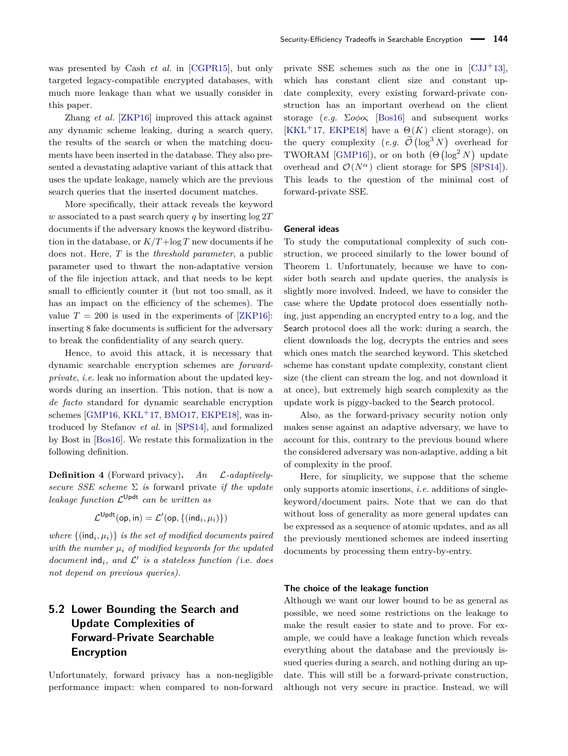was presented by Cash *et al.* in [CGPR15], but only targeted legacy-compatible encrypted databases, with much more leakage than what we usually consider in this paper.

Zhang *et al.* [ZKP16] improved this attack against any dynamic scheme leaking, during a search query, the results of the search or when the matching documents have been inserted in the database. They also presented a devastating adaptive variant of this attack that uses the update leakage, namely which are the previous search queries that the inserted document matches.

More specifically, their attack reveals the keyword $w$ associated to a past search query $q$ by inserting $\log 2T$ documents if the adversary knows the keyword distribution in the database, or $K/T + \log T$ new documents if he does not. Here, $T$ is the *threshold parameter*, a public parameter used to thwart the non-adaptative version of the file injection attack, and that needs to be kept small to efficiently counter it (but not too small, as it has an impact on the efficiency of the schemes). The value $T = 200$ is used in the experiments of [ZKP16]: inserting 8 fake documents is sufficient for the adversary to break the confidentiality of any search query.

Hence, to avoid this attack, it is necessary that dynamic searchable encryption schemes are *forward-private*, *i.e.* leak no information about the updated keywords during an insertion. This notion, that is now a *de facto* standard for dynamic searchable encryption schemes [GMP16, KKL[+]17, BMO17, EKPE18], was introduced by Stefanov *et al.* in [SPS14], and formalized by Bost in [Bos16]. We restate this formalization in the following definition.

**Definition 4** (Forward privacy)**.** *An $\mathcal{L}$-adaptively-secure SSE scheme $\Sigma$ is* forward private *if the update leakage function $\mathcal{L}^{\mathsf{Updt}}$ can be written as*

$$\mathcal{L}^{\mathsf{Updt}}(\mathsf{op}, \mathsf{in}) = \mathcal{L}'(\mathsf{op}, \{(\mathsf{ind}_i, \mu_i)\})$$

*where $\{(\mathsf{ind}_i, \mu_i)\}$ is the set of modified documents paired with the number $\mu_i$ of modified keywords for the updated document $\mathsf{ind}_i$, and $\mathcal{L}'$ is a stateless function (*i.e.* does not depend on previous queries).*

## 5.2 Lower Bounding the Search and Update Complexities of Forward-Private Searchable Encryption

Unfortunately, forward privacy has a non-negligible performance impact: when compared to non-forward private SSE schemes such as the one in [CJJ[+]13], which has constant client size and constant update complexity, every existing forward-private construction has an important overhead on the client storage (*e.g.* Σοφος [Bos16] and subsequent works [KKL[+]17, EKPE18] have a $\Theta(K)$ client storage), on the query complexity (*e.g.* $\widetilde{\mathcal{O}}(\log^3 N)$ overhead for TWORAM [GMP16]), or on both ($\Theta(\log^2 N)$ update overhead and $\mathcal{O}(N^\alpha)$ client storage for SPS [SPS14]). This leads to the question of the minimal cost of forward-private SSE.

#### General ideas

To study the computational complexity of such construction, we proceed similarly to the lower bound of Theorem 1. Unfortunately, because we have to consider both search and update queries, the analysis is slightly more involved. Indeed, we have to consider the case where the Update protocol does essentially nothing, just appending an encrypted entry to a log, and the Search protocol does all the work: during a search, the client downloads the log, decrypts the entries and sees which ones match the searched keyword. This sketched scheme has constant update complexity, constant client size (the client can stream the log, and not download it at once), but extremely high search complexity as the update work is piggy-backed to the Search protocol.

Also, as the forward-privacy security notion only makes sense against an adaptive adversary, we have to account for this, contrary to the previous bound where the considered adversary was non-adaptive, adding a bit of complexity in the proof.

Here, for simplicity, we suppose that the scheme only supports atomic insertions, *i.e.* additions of single-keyword/document pairs. Note that we can do that without loss of generality as more general updates can be expressed as a sequence of atomic updates, and as all the previously mentioned schemes are indeed inserting documents by processing them entry-by-entry.

#### The choice of the leakage function

Although we want our lower bound to be as general as possible, we need some restrictions on the leakage to make the result easier to state and to prove. For example, we could have a leakage function which reveals everything about the database and the previously issued queries during a search, and nothing during an update. This will still be a forward-private construction, although not very secure in practice. Instead, we will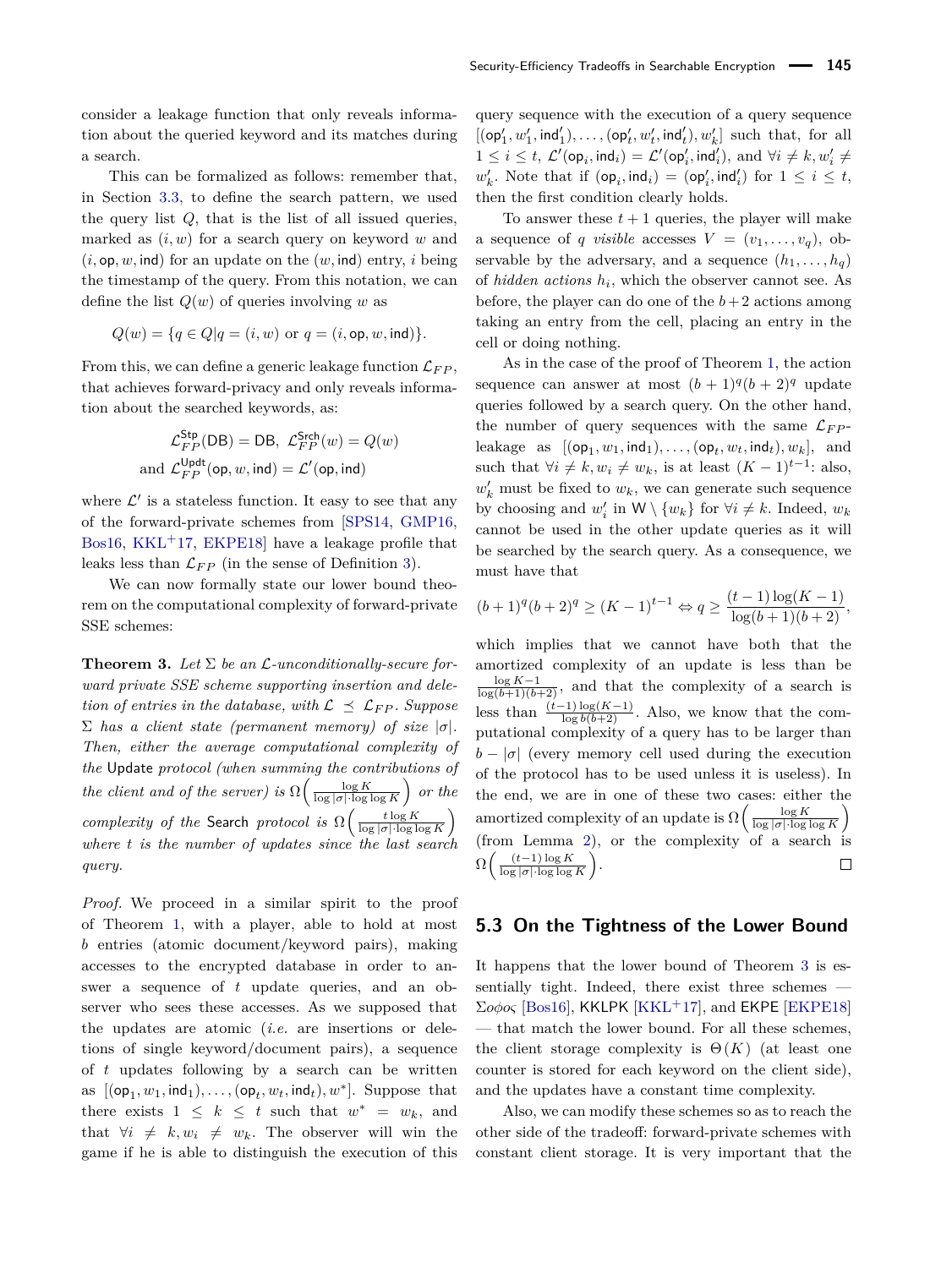consider a leakage function that only reveals information about the queried keyword and its matches during a search.

This can be formalized as follows: remember that, in Section 3.3, to define the search pattern, we used the query list $Q$, that is the list of all issued queries, marked as $(i, w)$ for a search query on keyword $w$ and $(i, \mathsf{op}, w, \mathsf{ind})$ for an update on the $(w, \mathsf{ind})$ entry, $i$ being the timestamp of the query. From this notation, we can define the list $Q(w)$ of queries involving $w$ as

$$Q(w) = \{q \in Q | q = (i, w) \text{ or } q = (i, \mathsf{op}, w, \mathsf{ind})\}.$$

From this, we can define a generic leakage function $\mathcal{L}_{FP}$, that achieves forward-privacy and only reveals information about the searched keywords, as:

$$\mathcal{L}_{FP}^{\mathsf{Stp}}(\mathsf{DB}) = \mathsf{DB},\ \mathcal{L}_{FP}^{\mathsf{Srch}}(w) = Q(w)$$
$$\text{and } \mathcal{L}_{FP}^{\mathsf{Updt}}(\mathsf{op}, w, \mathsf{ind}) = \mathcal{L}'(\mathsf{op}, \mathsf{ind})$$

where $\mathcal{L}'$ is a stateless function. It easy to see that any of the forward-private schemes from [SPS14, GMP16, Bos16, KKL+17, EKPE18] have a leakage profile that leaks less than $\mathcal{L}_{FP}$ (in the sense of Definition 3).

We can now formally state our lower bound theorem on the computational complexity of forward-private SSE schemes:

**Theorem 3.** *Let $\Sigma$ be an $\mathcal{L}$-unconditionally-secure forward private SSE scheme supporting insertion and deletion of entries in the database, with $\mathcal{L} \preceq \mathcal{L}_{FP}$. Suppose $\Sigma$ has a client state (permanent memory) of size $|\sigma|$. Then, either the average computational complexity of the* Update *protocol (when summing the contributions of the client and of the server) is $\Omega\left(\frac{\log K}{\log |\sigma| \cdot \log \log K}\right)$ or the complexity of the* Search *protocol is $\Omega\left(\frac{t \log K}{\log |\sigma| \cdot \log \log K}\right)$ where $t$ is the number of updates since the last search query.*

*Proof.* We proceed in a similar spirit to the proof of Theorem 1, with a player, able to hold at most $b$ entries (atomic document/keyword pairs), making accesses to the encrypted database in order to answer a sequence of $t$ update queries, and an observer who sees these accesses. As we supposed that the updates are atomic (*i.e.* are insertions or deletions of single keyword/document pairs), a sequence of $t$ updates following by a search can be written as $[(\mathsf{op}_1, w_1, \mathsf{ind}_1), \ldots, (\mathsf{op}_t, w_t, \mathsf{ind}_t), w^*]$. Suppose that there exists $1 \leq k \leq t$ such that $w^* = w_k$, and that $\forall i \neq k, w_i \neq w_k$. The observer will win the game if he is able to distinguish the execution of this query sequence with the execution of a query sequence $[(\mathsf{op}'_1, w'_1, \mathsf{ind}'_1), \ldots, (\mathsf{op}'_t, w'_t, \mathsf{ind}'_t), w'_k]$ such that, for all $1 \leq i \leq t$, $\mathcal{L}'(\mathsf{op}_i, \mathsf{ind}_i) = \mathcal{L}'(\mathsf{op}'_i, \mathsf{ind}'_i)$, and $\forall i \neq k, w'_i \neq w'_k$. Note that if $(\mathsf{op}_i, \mathsf{ind}_i) = (\mathsf{op}'_i, \mathsf{ind}'_i)$ for $1 \leq i \leq t$, then the first condition clearly holds.

To answer these $t+1$ queries, the player will make a sequence of $q$ *visible* accesses $V = (v_1, \ldots, v_q)$, observable by the adversary, and a sequence $(h_1, \ldots, h_q)$ of *hidden actions* $h_i$, which the observer cannot see. As before, the player can do one of the $b+2$ actions among taking an entry from the cell, placing an entry in the cell or doing nothing.

As in the case of the proof of Theorem 1, the action sequence can answer at most $(b+1)^q(b+2)^q$ update queries followed by a search query. On the other hand, the number of query sequences with the same $\mathcal{L}_{FP}$-leakage as $[(\mathsf{op}_1, w_1, \mathsf{ind}_1), \ldots, (\mathsf{op}_t, w_t, \mathsf{ind}_t), w_k]$, and such that $\forall i \neq k, w_i \neq w_k$, is at least $(K-1)^{t-1}$: also, $w'_k$ must be fixed to $w_k$, we can generate such sequence by choosing and $w'_i$ in $\mathsf{W} \setminus \{w_k\}$ for $\forall i \neq k$. Indeed, $w_k$ cannot be used in the other update queries as it will be searched by the search query. As a consequence, we must have that

$$(b+1)^q(b+2)^q \geq (K-1)^{t-1} \Leftrightarrow q \geq \frac{(t-1)\log(K-1)}{\log(b+1)(b+2)},$$

which implies that we cannot have both that the amortized complexity of an update is less than be $\frac{\log K-1}{\log(b+1)(b+2)}$, and that the complexity of a search is less than $\frac{(t-1)\log(K-1)}{\log b(b+2)}$. Also, we know that the computational complexity of a query has to be larger than $b - |\sigma|$ (every memory cell used during the execution of the protocol has to be used unless it is useless). In the end, we are in one of these two cases: either the amortized complexity of an update is $\Omega\left(\frac{\log K}{\log |\sigma| \cdot \log \log K}\right)$ (from Lemma 2), or the complexity of a search is $\Omega\left(\frac{(t-1)\log K}{\log |\sigma| \cdot \log \log K}\right)$. ◻

## 5.3 On the Tightness of the Lower Bound

It happens that the lower bound of Theorem 3 is essentially tight. Indeed, there exist three schemes — $\Sigma o\phi o\varsigma$ [Bos16], KKLPK [KKL+17], and EKPE [EKPE18] — that match the lower bound. For all these schemes, the client storage complexity is $\Theta(K)$ (at least one counter is stored for each keyword on the client side), and the updates have a constant time complexity.

Also, we can modify these schemes so as to reach the other side of the tradeoff: forward-private schemes with constant client storage. It is very important that the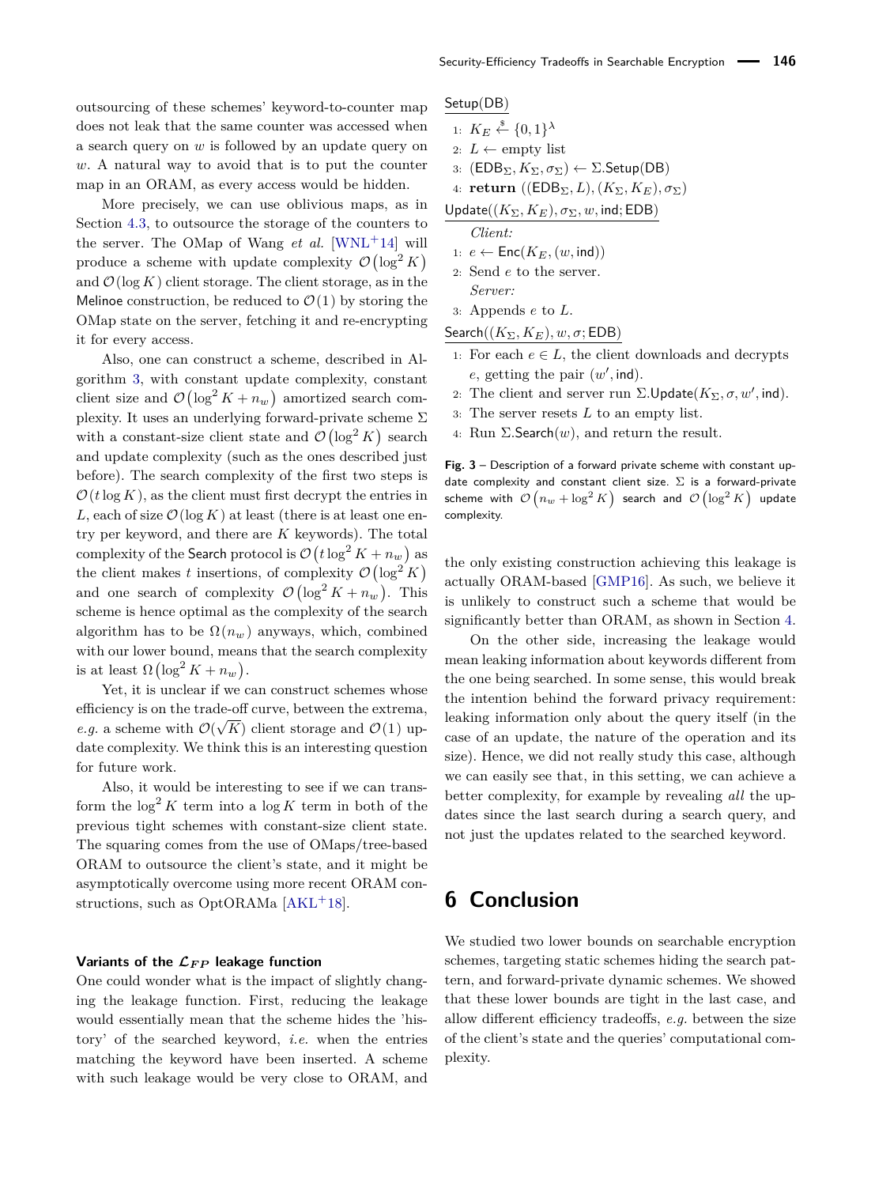outsourcing of these schemes' keyword-to-counter map does not leak that the same counter was accessed when a search query on $w$ is followed by an update query on $w$. A natural way to avoid that is to put the counter map in an ORAM, as every access would be hidden.

More precisely, we can use oblivious maps, as in Section 4.3, to outsource the storage of the counters to the server. The OMap of Wang *et al.* [WNL+14] will produce a scheme with update complexity $\mathcal{O}(\log^2 K)$ and $\mathcal{O}(\log K)$ client storage. The client storage, as in the Melinoe construction, be reduced to $\mathcal{O}(1)$ by storing the OMap state on the server, fetching it and re-encrypting it for every access.

Also, one can construct a scheme, described in Algorithm 3, with constant update complexity, constant client size and $\mathcal{O}(\log^2 K + n_w)$ amortized search complexity. It uses an underlying forward-private scheme $\Sigma$ with a constant-size client state and $\mathcal{O}(\log^2 K)$ search and update complexity (such as the ones described just before). The search complexity of the first two steps is $\mathcal{O}(t \log K)$, as the client must first decrypt the entries in $L$, each of size $\mathcal{O}(\log K)$ at least (there is at least one entry per keyword, and there are $K$ keywords). The total complexity of the Search protocol is $\mathcal{O}(t \log^2 K + n_w)$ as the client makes $t$ insertions, of complexity $\mathcal{O}(\log^2 K)$ and one search of complexity $\mathcal{O}(\log^2 K + n_w)$. This scheme is hence optimal as the complexity of the search algorithm has to be $\Omega(n_w)$ anyways, which, combined with our lower bound, means that the search complexity is at least $\Omega(\log^2 K + n_w)$.

Yet, it is unclear if we can construct schemes whose efficiency is on the trade-off curve, between the extrema, *e.g.* a scheme with $\mathcal{O}(\sqrt{K})$ client storage and $\mathcal{O}(1)$ update complexity. We think this is an interesting question for future work.

Also, it would be interesting to see if we can transform the $\log^2 K$ term into a $\log K$ term in both of the previous tight schemes with constant-size client state. The squaring comes from the use of OMaps/tree-based ORAM to outsource the client's state, and it might be asymptotically overcome using more recent ORAM constructions, such as OptORAMa [AKL+18].

**Variants of the $\mathcal{L}_{FP}$ leakage function**

One could wonder what is the impact of slightly changing the leakage function. First, reducing the leakage would essentially mean that the scheme hides the 'history' of the searched keyword, *i.e.* when the entries matching the keyword have been inserted. A scheme with such leakage would be very close to ORAM, and the only existing construction achieving this leakage is actually ORAM-based [GMP16]. As such, we believe it is unlikely to construct such a scheme that would be significantly better than ORAM, as shown in Section 4.

On the other side, increasing the leakage would mean leaking information about keywords different from the one being searched. In some sense, this would break the intention behind the forward privacy requirement: leaking information only about the query itself (in the case of an update, the nature of the operation and its size). Hence, we did not really study this case, although we can easily see that, in this setting, we can achieve a better complexity, for example by revealing *all* the updates since the last search during a search query, and not just the updates related to the searched keyword.

Setup(DB)

1: $K_E \xleftarrow{\$} \{0,1\}^\lambda$
2: $L \leftarrow$ empty list
3: $(\mathsf{EDB}_\Sigma, K_\Sigma, \sigma_\Sigma) \leftarrow \Sigma.\mathsf{Setup}(\mathsf{DB})$
4: **return** $((\mathsf{EDB}_\Sigma, L), (K_\Sigma, K_E), \sigma_\Sigma)$

Update$((K_\Sigma, K_E), \sigma_\Sigma, w, \mathsf{ind}; \mathsf{EDB})$

*Client:*
1: $e \leftarrow \mathsf{Enc}(K_E, (w, \mathsf{ind}))$
2: Send $e$ to the server.
*Server:*
3: Appends $e$ to $L$.

Search$((K_\Sigma, K_E), w, \sigma; \mathsf{EDB})$

1: For each $e \in L$, the client downloads and decrypts $e$, getting the pair $(w', \mathsf{ind})$.
2: The client and server run $\Sigma.\mathsf{Update}(K_\Sigma, \sigma, w', \mathsf{ind})$.
3: The server resets $L$ to an empty list.
4: Run $\Sigma.\mathsf{Search}(w)$, and return the result.

**Fig. 3** – Description of a forward private scheme with constant update complexity and constant client size. $\Sigma$ is a forward-private scheme with $\mathcal{O}(n_w + \log^2 K)$ search and $\mathcal{O}(\log^2 K)$ update complexity.

## 6 Conclusion

We studied two lower bounds on searchable encryption schemes, targeting static schemes hiding the search pattern, and forward-private dynamic schemes. We showed that these lower bounds are tight in the last case, and allow different efficiency tradeoffs, *e.g.* between the size of the client's state and the queries' computational complexity.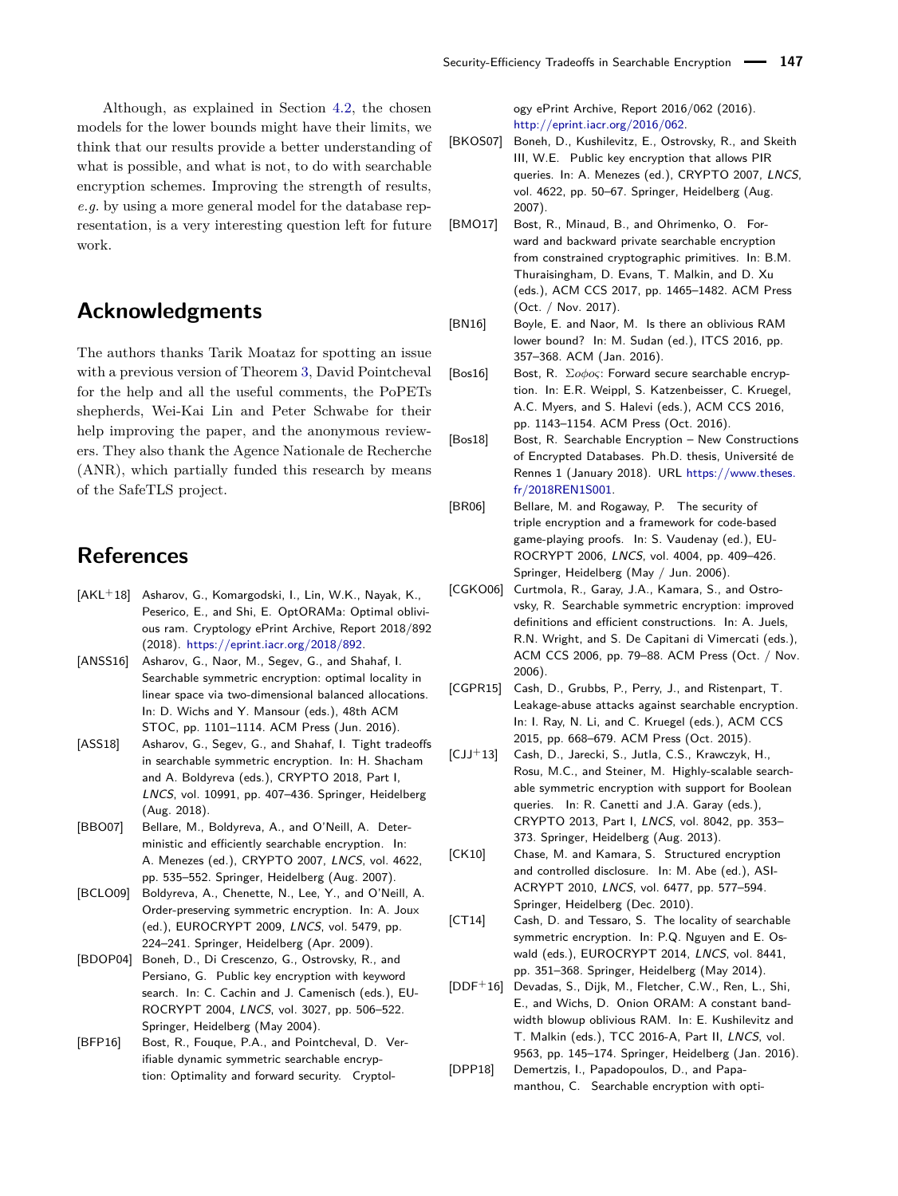Although, as explained in Section 4.2, the chosen models for the lower bounds might have their limits, we think that our results provide a better understanding of what is possible, and what is not, to do with searchable encryption schemes. Improving the strength of results, *e.g.* by using a more general model for the database representation, is a very interesting question left for future work.

## Acknowledgments

The authors thanks Tarik Moataz for spotting an issue with a previous version of Theorem 3, David Pointcheval for the help and all the useful comments, the PoPETs shepherds, Wei-Kai Lin and Peter Schwabe for their help improving the paper, and the anonymous reviewers. They also thank the Agence Nationale de Recherche (ANR), which partially funded this research by means of the SafeTLS project.

## References

[AKL+18] Asharov, G., Komargodski, I., Lin, W.K., Nayak, K., Peserico, E., and Shi, E. OptORAMa: Optimal oblivious ram. Cryptology ePrint Archive, Report 2018/892 (2018). https://eprint.iacr.org/2018/892.

[ANSS16] Asharov, G., Naor, M., Segev, G., and Shahaf, I. Searchable symmetric encryption: optimal locality in linear space via two-dimensional balanced allocations. In: D. Wichs and Y. Mansour (eds.), 48th ACM STOC, pp. 1101–1114. ACM Press (Jun. 2016).

[ASS18] Asharov, G., Segev, G., and Shahaf, I. Tight tradeoffs in searchable symmetric encryption. In: H. Shacham and A. Boldyreva (eds.), CRYPTO 2018, Part I, *LNCS*, vol. 10991, pp. 407–436. Springer, Heidelberg (Aug. 2018).

[BBO07] Bellare, M., Boldyreva, A., and O'Neill, A. Deterministic and efficiently searchable encryption. In: A. Menezes (ed.), CRYPTO 2007, *LNCS*, vol. 4622, pp. 535–552. Springer, Heidelberg (Aug. 2007).

[BCLO09] Boldyreva, A., Chenette, N., Lee, Y., and O'Neill, A. Order-preserving symmetric encryption. In: A. Joux (ed.), EUROCRYPT 2009, *LNCS*, vol. 5479, pp. 224–241. Springer, Heidelberg (Apr. 2009).

[BDOP04] Boneh, D., Di Crescenzo, G., Ostrovsky, R., and Persiano, G. Public key encryption with keyword search. In: C. Cachin and J. Camenisch (eds.), EUROCRYPT 2004, *LNCS*, vol. 3027, pp. 506–522. Springer, Heidelberg (May 2004).

[BFP16] Bost, R., Fouque, P.A., and Pointcheval, D. Verifiable dynamic symmetric searchable encryption: Optimality and forward security. Cryptology ePrint Archive, Report 2016/062 (2016). http://eprint.iacr.org/2016/062.

[BKOS07] Boneh, D., Kushilevitz, E., Ostrovsky, R., and Skeith III, W.E. Public key encryption that allows PIR queries. In: A. Menezes (ed.), CRYPTO 2007, *LNCS*, vol. 4622, pp. 50–67. Springer, Heidelberg (Aug. 2007).

[BMO17] Bost, R., Minaud, B., and Ohrimenko, O. Forward and backward private searchable encryption from constrained cryptographic primitives. In: B.M. Thuraisingham, D. Evans, T. Malkin, and D. Xu (eds.), ACM CCS 2017, pp. 1465–1482. ACM Press (Oct. / Nov. 2017).

[BN16] Boyle, E. and Naor, M. Is there an oblivious RAM lower bound? In: M. Sudan (ed.), ITCS 2016, pp. 357–368. ACM (Jan. 2016).

[Bos16] Bost, R. $\Sigma o\phi o\varsigma$: Forward secure searchable encryption. In: E.R. Weippl, S. Katzenbeisser, C. Kruegel, A.C. Myers, and S. Halevi (eds.), ACM CCS 2016, pp. 1143–1154. ACM Press (Oct. 2016).

[Bos18] Bost, R. Searchable Encryption – New Constructions of Encrypted Databases. Ph.D. thesis, Université de Rennes 1 (January 2018). URL https://www.theses.fr/2018REN1S001.

[BR06] Bellare, M. and Rogaway, P. The security of triple encryption and a framework for code-based game-playing proofs. In: S. Vaudenay (ed.), EUROCRYPT 2006, *LNCS*, vol. 4004, pp. 409–426. Springer, Heidelberg (May / Jun. 2006).

[CGKO06] Curtmola, R., Garay, J.A., Kamara, S., and Ostrovsky, R. Searchable symmetric encryption: improved definitions and efficient constructions. In: A. Juels, R.N. Wright, and S. De Capitani di Vimercati (eds.), ACM CCS 2006, pp. 79–88. ACM Press (Oct. / Nov. 2006).

[CGPR15] Cash, D., Grubbs, P., Perry, J., and Ristenpart, T. Leakage-abuse attacks against searchable encryption. In: I. Ray, N. Li, and C. Kruegel (eds.), ACM CCS 2015, pp. 668–679. ACM Press (Oct. 2015).

[CJJ+13] Cash, D., Jarecki, S., Jutla, C.S., Krawczyk, H., Rosu, M.C., and Steiner, M. Highly-scalable searchable symmetric encryption with support for Boolean queries. In: R. Canetti and J.A. Garay (eds.), CRYPTO 2013, Part I, *LNCS*, vol. 8042, pp. 353–373. Springer, Heidelberg (Aug. 2013).

[CK10] Chase, M. and Kamara, S. Structured encryption and controlled disclosure. In: M. Abe (ed.), ASIACRYPT 2010, *LNCS*, vol. 6477, pp. 577–594. Springer, Heidelberg (Dec. 2010).

[CT14] Cash, D. and Tessaro, S. The locality of searchable symmetric encryption. In: P.Q. Nguyen and E. Oswald (eds.), EUROCRYPT 2014, *LNCS*, vol. 8441, pp. 351–368. Springer, Heidelberg (May 2014).

[DDF+16] Devadas, S., Dijk, M., Fletcher, C.W., Ren, L., Shi, E., and Wichs, D. Onion ORAM: A constant bandwidth blowup oblivious RAM. In: E. Kushilevitz and T. Malkin (eds.), TCC 2016-A, Part II, *LNCS*, vol. 9563, pp. 145–174. Springer, Heidelberg (Jan. 2016).

[DPP18] Demertzis, I., Papadopoulos, D., and Papamanthou, C. Searchable encryption with opti-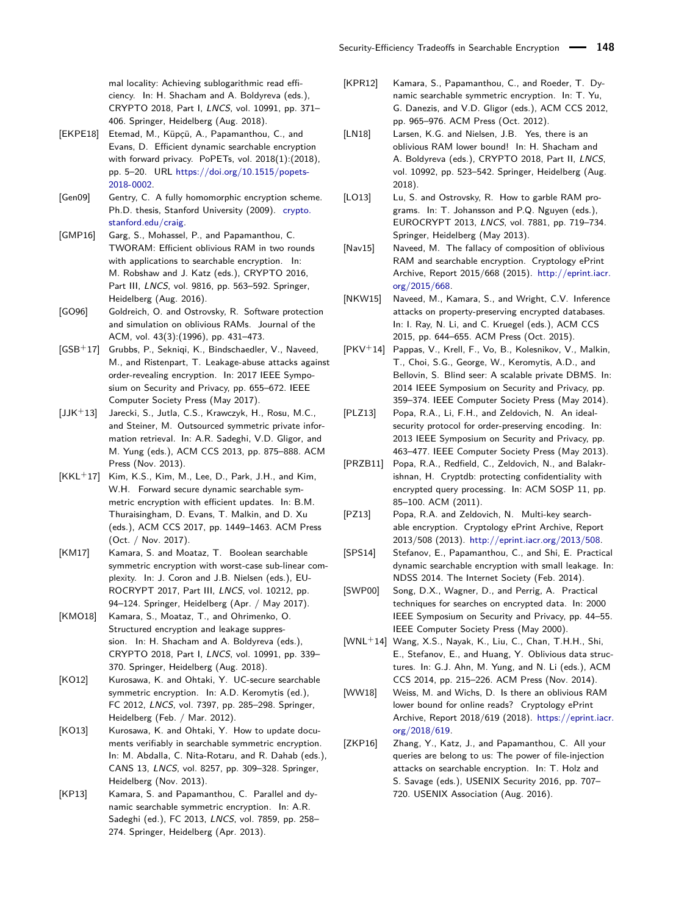mal locality: Achieving sublogarithmic read efficiency. In: H. Shacham and A. Boldyreva (eds.), CRYPTO 2018, Part I, *LNCS*, vol. 10991, pp. 371–406. Springer, Heidelberg (Aug. 2018).

[EKPE18] Etemad, M., Küpçü, A., Papamanthou, C., and Evans, D. Efficient dynamic searchable encryption with forward privacy. PoPETs, vol. 2018(1):(2018), pp. 5–20. URL https://doi.org/10.1515/popets-2018-0002.

[Gen09] Gentry, C. A fully homomorphic encryption scheme. Ph.D. thesis, Stanford University (2009). crypto.stanford.edu/craig.

[GMP16] Garg, S., Mohassel, P., and Papamanthou, C. TWORAM: Efficient oblivious RAM in two rounds with applications to searchable encryption. In: M. Robshaw and J. Katz (eds.), CRYPTO 2016, Part III, *LNCS*, vol. 9816, pp. 563–592. Springer, Heidelberg (Aug. 2016).

[GO96] Goldreich, O. and Ostrovsky, R. Software protection and simulation on oblivious RAMs. Journal of the ACM, vol. 43(3):(1996), pp. 431–473.

[GSB+17] Grubbs, P., Sekniqi, K., Bindschaedler, V., Naveed, M., and Ristenpart, T. Leakage-abuse attacks against order-revealing encryption. In: 2017 IEEE Symposium on Security and Privacy, pp. 655–672. IEEE Computer Society Press (May 2017).

[JJK+13] Jarecki, S., Jutla, C.S., Krawczyk, H., Rosu, M.C., and Steiner, M. Outsourced symmetric private information retrieval. In: A.R. Sadeghi, V.D. Gligor, and M. Yung (eds.), ACM CCS 2013, pp. 875–888. ACM Press (Nov. 2013).

[KKL+17] Kim, K.S., Kim, M., Lee, D., Park, J.H., and Kim, W.H. Forward secure dynamic searchable symmetric encryption with efficient updates. In: B.M. Thuraisingham, D. Evans, T. Malkin, and D. Xu (eds.), ACM CCS 2017, pp. 1449–1463. ACM Press (Oct. / Nov. 2017).

[KM17] Kamara, S. and Moataz, T. Boolean searchable symmetric encryption with worst-case sub-linear complexity. In: J. Coron and J.B. Nielsen (eds.), EUROCRYPT 2017, Part III, *LNCS*, vol. 10212, pp. 94–124. Springer, Heidelberg (Apr. / May 2017).

[KMO18] Kamara, S., Moataz, T., and Ohrimenko, O. Structured encryption and leakage suppression. In: H. Shacham and A. Boldyreva (eds.), CRYPTO 2018, Part I, *LNCS*, vol. 10991, pp. 339–370. Springer, Heidelberg (Aug. 2018).

[KO12] Kurosawa, K. and Ohtaki, Y. UC-secure searchable symmetric encryption. In: A.D. Keromytis (ed.), FC 2012, *LNCS*, vol. 7397, pp. 285–298. Springer, Heidelberg (Feb. / Mar. 2012).

[KO13] Kurosawa, K. and Ohtaki, Y. How to update documents verifiably in searchable symmetric encryption. In: M. Abdalla, C. Nita-Rotaru, and R. Dahab (eds.), CANS 13, *LNCS*, vol. 8257, pp. 309–328. Springer, Heidelberg (Nov. 2013).

[KP13] Kamara, S. and Papamanthou, C. Parallel and dynamic searchable symmetric encryption. In: A.R. Sadeghi (ed.), FC 2013, *LNCS*, vol. 7859, pp. 258–274. Springer, Heidelberg (Apr. 2013).

[KPR12] Kamara, S., Papamanthou, C., and Roeder, T. Dynamic searchable symmetric encryption. In: T. Yu, G. Danezis, and V.D. Gligor (eds.), ACM CCS 2012, pp. 965–976. ACM Press (Oct. 2012).

[LN18] Larsen, K.G. and Nielsen, J.B. Yes, there is an oblivious RAM lower bound! In: H. Shacham and A. Boldyreva (eds.), CRYPTO 2018, Part II, *LNCS*, vol. 10992, pp. 523–542. Springer, Heidelberg (Aug. 2018).

[LO13] Lu, S. and Ostrovsky, R. How to garble RAM programs. In: T. Johansson and P.Q. Nguyen (eds.), EUROCRYPT 2013, *LNCS*, vol. 7881, pp. 719–734. Springer, Heidelberg (May 2013).

[Nav15] Naveed, M. The fallacy of composition of oblivious RAM and searchable encryption. Cryptology ePrint Archive, Report 2015/668 (2015). http://eprint.iacr.org/2015/668.

[NKW15] Naveed, M., Kamara, S., and Wright, C.V. Inference attacks on property-preserving encrypted databases. In: I. Ray, N. Li, and C. Kruegel (eds.), ACM CCS 2015, pp. 644–655. ACM Press (Oct. 2015).

[PKV+14] Pappas, V., Krell, F., Vo, B., Kolesnikov, V., Malkin, T., Choi, S.G., George, W., Keromytis, A.D., and Bellovin, S. Blind seer: A scalable private DBMS. In: 2014 IEEE Symposium on Security and Privacy, pp. 359–374. IEEE Computer Society Press (May 2014).

[PLZ13] Popa, R.A., Li, F.H., and Zeldovich, N. An ideal-security protocol for order-preserving encoding. In: 2013 IEEE Symposium on Security and Privacy, pp. 463–477. IEEE Computer Society Press (May 2013).

[PRZB11] Popa, R.A., Redfield, C., Zeldovich, N., and Balakrishnan, H. Cryptdb: protecting confidentiality with encrypted query processing. In: ACM SOSP 11, pp. 85–100. ACM (2011).

[PZ13] Popa, R.A. and Zeldovich, N. Multi-key searchable encryption. Cryptology ePrint Archive, Report 2013/508 (2013). http://eprint.iacr.org/2013/508.

[SPS14] Stefanov, E., Papamanthou, C., and Shi, E. Practical dynamic searchable encryption with small leakage. In: NDSS 2014. The Internet Society (Feb. 2014).

[SWP00] Song, D.X., Wagner, D., and Perrig, A. Practical techniques for searches on encrypted data. In: 2000 IEEE Symposium on Security and Privacy, pp. 44–55. IEEE Computer Society Press (May 2000).

[WNL+14] Wang, X.S., Nayak, K., Liu, C., Chan, T.H.H., Shi, E., Stefanov, E., and Huang, Y. Oblivious data structures. In: G.J. Ahn, M. Yung, and N. Li (eds.), ACM CCS 2014, pp. 215–226. ACM Press (Nov. 2014).

[WW18] Weiss, M. and Wichs, D. Is there an oblivious RAM lower bound for online reads? Cryptology ePrint Archive, Report 2018/619 (2018). https://eprint.iacr.org/2018/619.

[ZKP16] Zhang, Y., Katz, J., and Papamanthou, C. All your queries are belong to us: The power of file-injection attacks on searchable encryption. In: T. Holz and S. Savage (eds.), USENIX Security 2016, pp. 707–720. USENIX Association (Aug. 2016).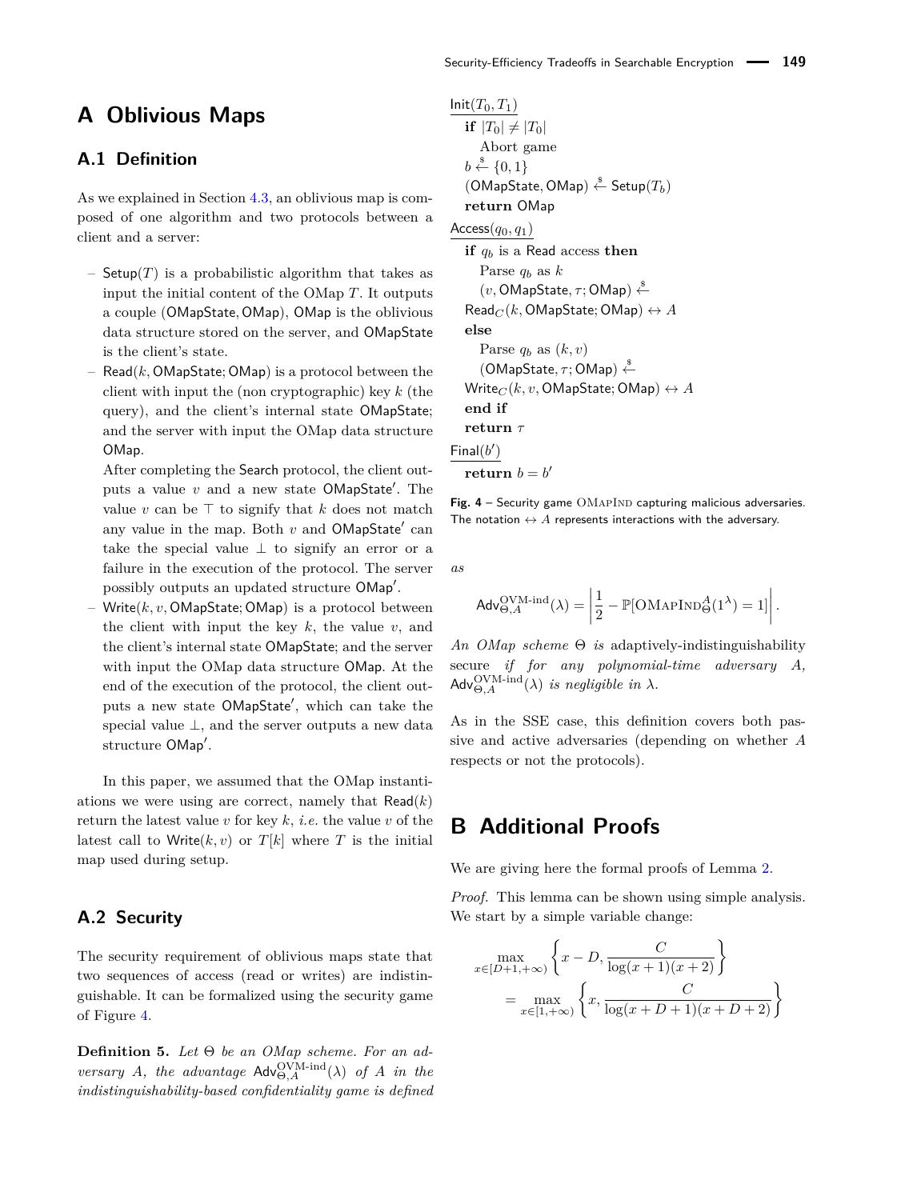# A Oblivious Maps

## A.1 Definition

As we explained in Section 4.3, an oblivious map is composed of one algorithm and two protocols between a client and a server:

- $\mathsf{Setup}(T)$ is a probabilistic algorithm that takes as input the initial content of the OMap $T$. It outputs a couple $(\mathsf{OMapState}, \mathsf{OMap})$, $\mathsf{OMap}$ is the oblivious data structure stored on the server, and $\mathsf{OMapState}$ is the client's state.
- $\mathsf{Read}(k, \mathsf{OMapState}; \mathsf{OMap})$ is a protocol between the client with input the (non cryptographic) key $k$ (the query), and the client's internal state $\mathsf{OMapState}$; and the server with input the OMap data structure $\mathsf{OMap}$.
  After completing the $\mathsf{Search}$ protocol, the client outputs a value $v$ and a new state $\mathsf{OMapState}'$. The value $v$ can be $\top$ to signify that $k$ does not match any value in the map. Both $v$ and $\mathsf{OMapState}'$ can take the special value $\perp$ to signify an error or a failure in the execution of the protocol. The server possibly outputs an updated structure $\mathsf{OMap}'$.
- $\mathsf{Write}(k, v, \mathsf{OMapState}; \mathsf{OMap})$ is a protocol between the client with input the key $k$, the value $v$, and the client's internal state $\mathsf{OMapState}$; and the server with input the OMap data structure $\mathsf{OMap}$. At the end of the execution of the protocol, the client outputs a new state $\mathsf{OMapState}'$, which can take the special value $\perp$, and the server outputs a new data structure $\mathsf{OMap}'$.

In this paper, we assumed that the OMap instantiations we were using are correct, namely that $\mathsf{Read}(k)$ return the latest value $v$ for key $k$, *i.e.* the value $v$ of the latest call to $\mathsf{Write}(k, v)$ or $T[k]$ where $T$ is the initial map used during setup.

## A.2 Security

The security requirement of oblivious maps state that two sequences of access (read or writes) are indistinguishable. It can be formalized using the security game of Figure 4.

**Definition 5.** *Let $\Theta$ be an OMap scheme. For an adversary $A$, the advantage $\mathsf{Adv}^{\text{OVM-ind}}_{\Theta,A}(\lambda)$ of $A$ in the indistinguishability-based confidentiality game is defined as*

$$\mathsf{Adv}^{\text{OVM-ind}}_{\Theta,A}(\lambda) = \left| \frac{1}{2} - \mathbb{P}[\text{OMapInd}^{A}_{\Theta}(1^\lambda) = 1] \right|.$$

*An OMap scheme $\Theta$ is* adaptively-indistinguishability secure *if for any polynomial-time adversary $A$, $\mathsf{Adv}^{\text{OVM-ind}}_{\Theta,A}(\lambda)$ is negligible in $\lambda$.*

As in the SSE case, this definition covers both passive and active adversaries (depending on whether $A$ respects or not the protocols).

```
Init(T_0, T_1)
  if |T_0| ≠ |T_0|
    Abort game
  b ←$ {0,1}
  (OMapState, OMap) ←$ Setup(T_b)
  return OMap

Access(q_0, q_1)
  if q_b is a Read access then
    Parse q_b as k
    (v, OMapState, τ; OMap) ←$
  Read_C(k, OMapState; OMap) ↔ A
  else
    Parse q_b as (k, v)
    (OMapState, τ; OMap) ←$
  Write_C(k, v, OMapState; OMap) ↔ A
  end if
  return τ

Final(b')
  return b = b'
```

**Fig. 4** – Security game OMapInd capturing malicious adversaries. The notation $\leftrightarrow A$ represents interactions with the adversary.

# B Additional Proofs

We are giving here the formal proofs of Lemma 2.

*Proof.* This lemma can be shown using simple analysis. We start by a simple variable change:

$$\max_{x \in [D+1,+\infty)} \left\{ x - D, \frac{C}{\log(x+1)(x+2)} \right\} = \max_{x \in [1,+\infty)} \left\{ x, \frac{C}{\log(x+D+1)(x+D+2)} \right\}$$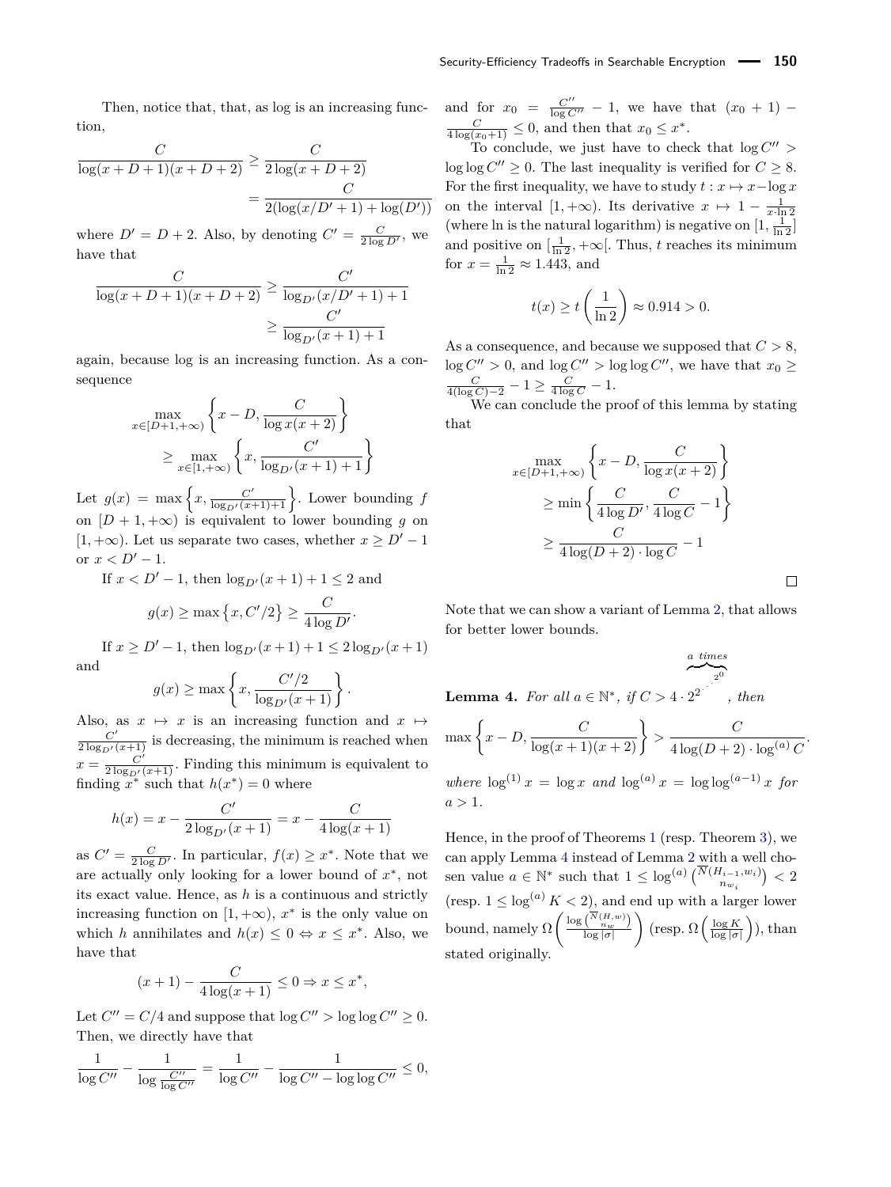Then, notice that, that, as log is an increasing function,

$$\frac{C}{\log(x+D+1)(x+D+2)} \geq \frac{C}{2\log(x+D+2)} = \frac{C}{2(\log(x/D'+1)+\log(D'))}$$

where $D' = D+2$. Also, by denoting $C' = \frac{C}{2\log D'}$, we have that

$$\frac{C}{\log(x+D+1)(x+D+2)} \geq \frac{C'}{\log_{D'}(x/D'+1)+1} \geq \frac{C'}{\log_{D'}(x+1)+1}$$

again, because log is an increasing function. As a consequence

$$\max_{x\in[D+1,+\infty)} \left\{x-D, \frac{C}{\log x(x+2)}\right\} \geq \max_{x\in[1,+\infty)} \left\{x, \frac{C'}{\log_{D'}(x+1)+1}\right\}$$

Let $g(x) = \max\left\{x, \frac{C'}{\log_{D'}(x+1)+1}\right\}$. Lower bounding $f$ on $[D+1,+\infty)$ is equivalent to lower bounding $g$ on $[1,+\infty)$. Let us separate two cases, whether $x \geq D'-1$ or $x < D'-1$.

If $x < D'-1$, then $\log_{D'}(x+1)+1 \leq 2$ and

$$g(x) \geq \max\left\{x, C'/2\right\} \geq \frac{C}{4\log D'}.$$

If $x \geq D'-1$, then $\log_{D'}(x+1)+1 \leq 2\log_{D'}(x+1)$ and

$$g(x) \geq \max\left\{x, \frac{C'/2}{\log_{D'}(x+1)}\right\}.$$

Also, as $x \mapsto x$ is an increasing function and $x \mapsto \frac{C'}{2\log_{D'}(x+1)}$ is decreasing, the minimum is reached when $x = \frac{C'}{2\log_{D'}(x+1)}$. Finding this minimum is equivalent to finding $x^*$ such that $h(x^*) = 0$ where

$$h(x) = x - \frac{C'}{2\log_{D'}(x+1)} = x - \frac{C}{4\log(x+1)}$$

as $C' = \frac{C}{2\log D'}$. In particular, $f(x) \geq x^*$. Note that we are actually only looking for a lower bound of $x^*$, not its exact value. Hence, as $h$ is a continuous and strictly increasing function on $[1,+\infty)$, $x^*$ is the only value on which $h$ annihilates and $h(x) \leq 0 \Leftrightarrow x \leq x^*$. Also, we have that

$$(x+1) - \frac{C}{4\log(x+1)} \leq 0 \Rightarrow x \leq x^*,$$

Let $C'' = C/4$ and suppose that $\log C'' > \log\log C'' \geq 0$. Then, we directly have that

$$\frac{1}{\log C''} - \frac{1}{\log\frac{C''}{\log C''}} = \frac{1}{\log C''} - \frac{1}{\log C'' - \log\log C''} \leq 0,$$

and for $x_0 = \frac{C''}{\log C''} - 1$, we have that $(x_0+1) - \frac{C}{4\log(x_0+1)} \leq 0$, and then that $x_0 \leq x^*$.

To conclude, we just have to check that $\log C'' > \log\log C'' \geq 0$. The last inequality is verified for $C \geq 8$. For the first inequality, we have to study $t : x \mapsto x - \log x$ on the interval $[1,+\infty)$. Its derivative $x \mapsto 1 - \frac{1}{x\cdot\ln 2}$ (where ln is the natural logarithm) is negative on $[1, \frac{1}{\ln 2}]$ and positive on $[\frac{1}{\ln 2}, +\infty[$. Thus, $t$ reaches its minimum for $x = \frac{1}{\ln 2} \approx 1.443$, and

$$t(x) \geq t\left(\frac{1}{\ln 2}\right) \approx 0.914 > 0.$$

As a consequence, and because we supposed that $C > 8$, $\log C'' > 0$, and $\log C'' > \log\log C''$, we have that $x_0 \geq \frac{C}{4(\log C)-2} - 1 \geq \frac{C}{4\log C} - 1$.

We can conclude the proof of this lemma by stating that

$$\max_{x\in[D+1,+\infty)} \left\{x-D, \frac{C}{\log x(x+2)}\right\} \geq \min\left\{\frac{C}{4\log D'}, \frac{C}{4\log C} - 1\right\} \geq \frac{C}{4\log(D+2)\cdot\log C} - 1$$

□

Note that we can show a variant of Lemma 2, that allows for better lower bounds.

**Lemma 4.** *For all $a \in \mathbb{N}^*$, if $C > 4 \cdot \overbrace{2^{2^{\cdot^{\cdot^{2^0}}}}}^{a \text{ times}}$, then*

$$\max\left\{x-D, \frac{C}{\log(x+1)(x+2)}\right\} > \frac{C}{4\log(D+2)\cdot\log^{(a)} C}.$$

*where $\log^{(1)} x = \log x$ and $\log^{(a)} x = \log\log^{(a-1)} x$ for $a > 1$.*

Hence, in the proof of Theorems 1 (resp. Theorem 3), we can apply Lemma 4 instead of Lemma 2 with a well chosen value $a \in \mathbb{N}^*$ such that $1 \leq \log^{(a)}\left(\frac{\overline{N}(H_{i-1},w_i)}{n_{w_i}}\right) < 2$ (resp. $1 \leq \log^{(a)} K < 2$), and end up with a larger lower bound, namely $\Omega\left(\frac{\log\left(\frac{\overline{N}(H,w)}{n_w}\right)}{\log|\sigma|}\right)$ (resp. $\Omega\left(\frac{\log K}{\log|\sigma|}\right)$), than stated originally.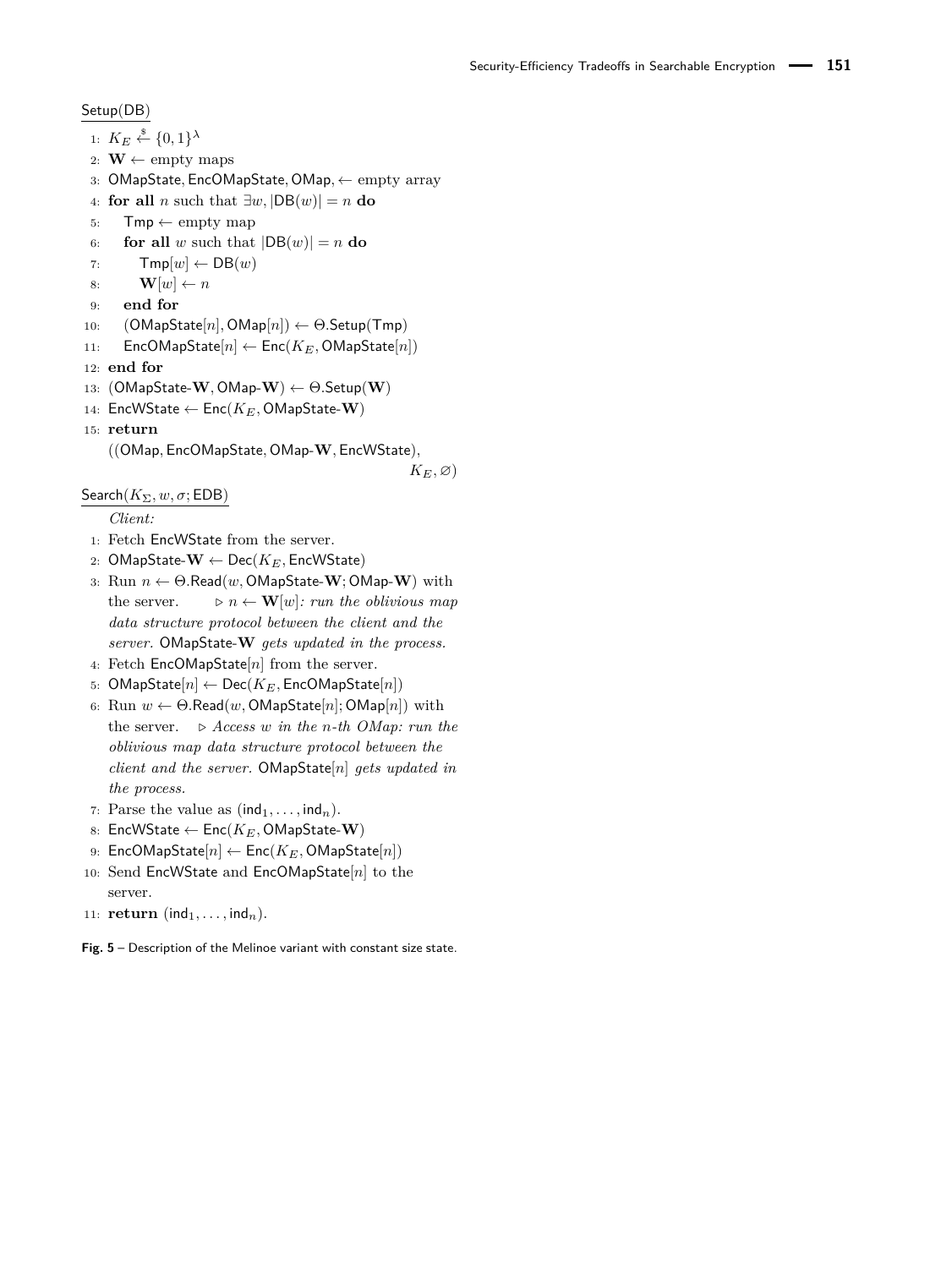Setup(DB)

1: $K_E \xleftarrow{\$} \{0,1\}^\lambda$
2: $\mathbf{W} \leftarrow$ empty maps
3: $\mathsf{OMapState}, \mathsf{EncOMapState}, \mathsf{OMap}, \leftarrow$ empty array
4: **for all** $n$ such that $\exists w, |\mathsf{DB}(w)| = n$ **do**
5: $\quad \mathsf{Tmp} \leftarrow$ empty map
6: $\quad$ **for all** $w$ such that $|\mathsf{DB}(w)| = n$ **do**
7: $\quad\quad \mathsf{Tmp}[w] \leftarrow \mathsf{DB}(w)$
8: $\quad\quad \mathbf{W}[w] \leftarrow n$
9: $\quad$ **end for**
10: $\quad (\mathsf{OMapState}[n], \mathsf{OMap}[n]) \leftarrow \Theta.\mathsf{Setup}(\mathsf{Tmp})$
11: $\quad \mathsf{EncOMapState}[n] \leftarrow \mathsf{Enc}(K_E, \mathsf{OMapState}[n])$
12: **end for**
13: $(\mathsf{OMapState}\text{-}\mathbf{W}, \mathsf{OMap}\text{-}\mathbf{W}) \leftarrow \Theta.\mathsf{Setup}(\mathbf{W})$
14: $\mathsf{EncWState} \leftarrow \mathsf{Enc}(K_E, \mathsf{OMapState}\text{-}\mathbf{W})$
15: **return**
$((\mathsf{OMap}, \mathsf{EncOMapState}, \mathsf{OMap}\text{-}\mathbf{W}, \mathsf{EncWState}), K_E, \varnothing)$

Search($K_\Sigma, w, \sigma$; EDB)

*Client:*

1: Fetch EncWState from the server.
2: $\mathsf{OMapState}\text{-}\mathbf{W} \leftarrow \mathsf{Dec}(K_E, \mathsf{EncWState})$
3: Run $n \leftarrow \Theta.\mathsf{Read}(w, \mathsf{OMapState}\text{-}\mathbf{W}; \mathsf{OMap}\text{-}\mathbf{W})$ with the server. $\quad \triangleright$ $n \leftarrow \mathbf{W}[w]$*: run the oblivious map data structure protocol between the client and the server.* $\mathsf{OMapState}\text{-}\mathbf{W}$ *gets updated in the process.*
4: Fetch $\mathsf{EncOMapState}[n]$ from the server.
5: $\mathsf{OMapState}[n] \leftarrow \mathsf{Dec}(K_E, \mathsf{EncOMapState}[n])$
6: Run $w \leftarrow \Theta.\mathsf{Read}(w, \mathsf{OMapState}[n]; \mathsf{OMap}[n])$ with the server. $\quad \triangleright$ *Access* $w$ *in the* $n$*-th OMap: run the oblivious map data structure protocol between the client and the server.* $\mathsf{OMapState}[n]$ *gets updated in the process.*
7: Parse the value as $(\mathsf{ind}_1, \ldots, \mathsf{ind}_n)$.
8: $\mathsf{EncWState} \leftarrow \mathsf{Enc}(K_E, \mathsf{OMapState}\text{-}\mathbf{W})$
9: $\mathsf{EncOMapState}[n] \leftarrow \mathsf{Enc}(K_E, \mathsf{OMapState}[n])$
10: Send EncWState and $\mathsf{EncOMapState}[n]$ to the server.
11: **return** $(\mathsf{ind}_1, \ldots, \mathsf{ind}_n)$.

**Fig. 5** – Description of the Melinoe variant with constant size state.